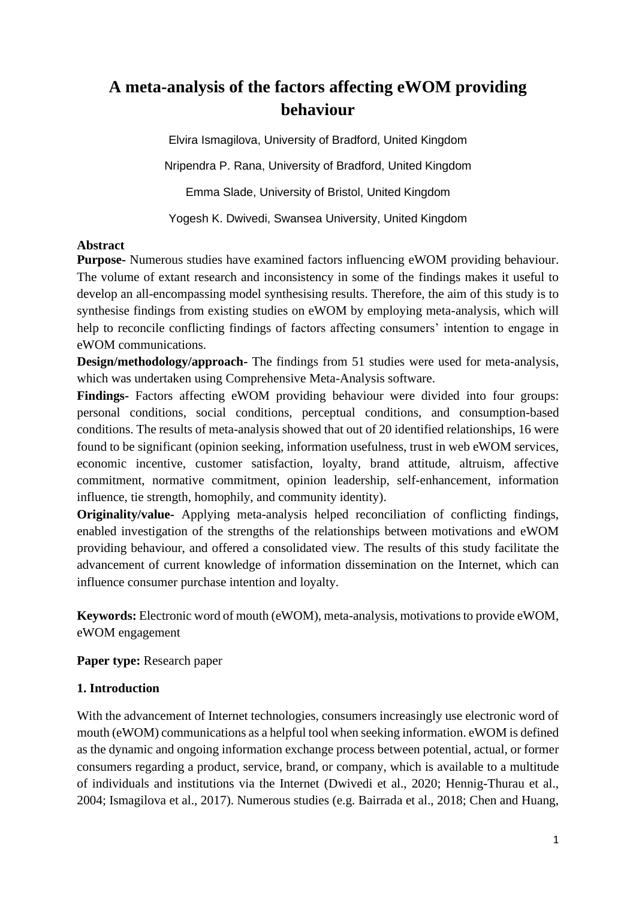# A meta-analysis of the factors affecting eWOM providing behaviour

Elvira Ismagilova, University of Bradford, United Kingdom

Nripendra P. Rana, University of Bradford, United Kingdom

Emma Slade, University of Bristol, United Kingdom

Yogesh K. Dwivedi, Swansea University, United Kingdom

**Abstract**

**Purpose-** Numerous studies have examined factors influencing eWOM providing behaviour. The volume of extant research and inconsistency in some of the findings makes it useful to develop an all-encompassing model synthesising results. Therefore, the aim of this study is to synthesise findings from existing studies on eWOM by employing meta-analysis, which will help to reconcile conflicting findings of factors affecting consumers' intention to engage in eWOM communications.

**Design/methodology/approach-** The findings from 51 studies were used for meta-analysis, which was undertaken using Comprehensive Meta-Analysis software.

**Findings-** Factors affecting eWOM providing behaviour were divided into four groups: personal conditions, social conditions, perceptual conditions, and consumption-based conditions. The results of meta-analysis showed that out of 20 identified relationships, 16 were found to be significant (opinion seeking, information usefulness, trust in web eWOM services, economic incentive, customer satisfaction, loyalty, brand attitude, altruism, affective commitment, normative commitment, opinion leadership, self-enhancement, information influence, tie strength, homophily, and community identity).

**Originality/value-** Applying meta-analysis helped reconciliation of conflicting findings, enabled investigation of the strengths of the relationships between motivations and eWOM providing behaviour, and offered a consolidated view. The results of this study facilitate the advancement of current knowledge of information dissemination on the Internet, which can influence consumer purchase intention and loyalty.

**Keywords:** Electronic word of mouth (eWOM), meta-analysis, motivations to provide eWOM, eWOM engagement

**Paper type:** Research paper

## 1. Introduction

With the advancement of Internet technologies, consumers increasingly use electronic word of mouth (eWOM) communications as a helpful tool when seeking information. eWOM is defined as the dynamic and ongoing information exchange process between potential, actual, or former consumers regarding a product, service, brand, or company, which is available to a multitude of individuals and institutions via the Internet (Dwivedi et al., 2020; Hennig-Thurau et al., 2004; Ismagilova et al., 2017). Numerous studies (e.g. Bairrada et al., 2018; Chen and Huang,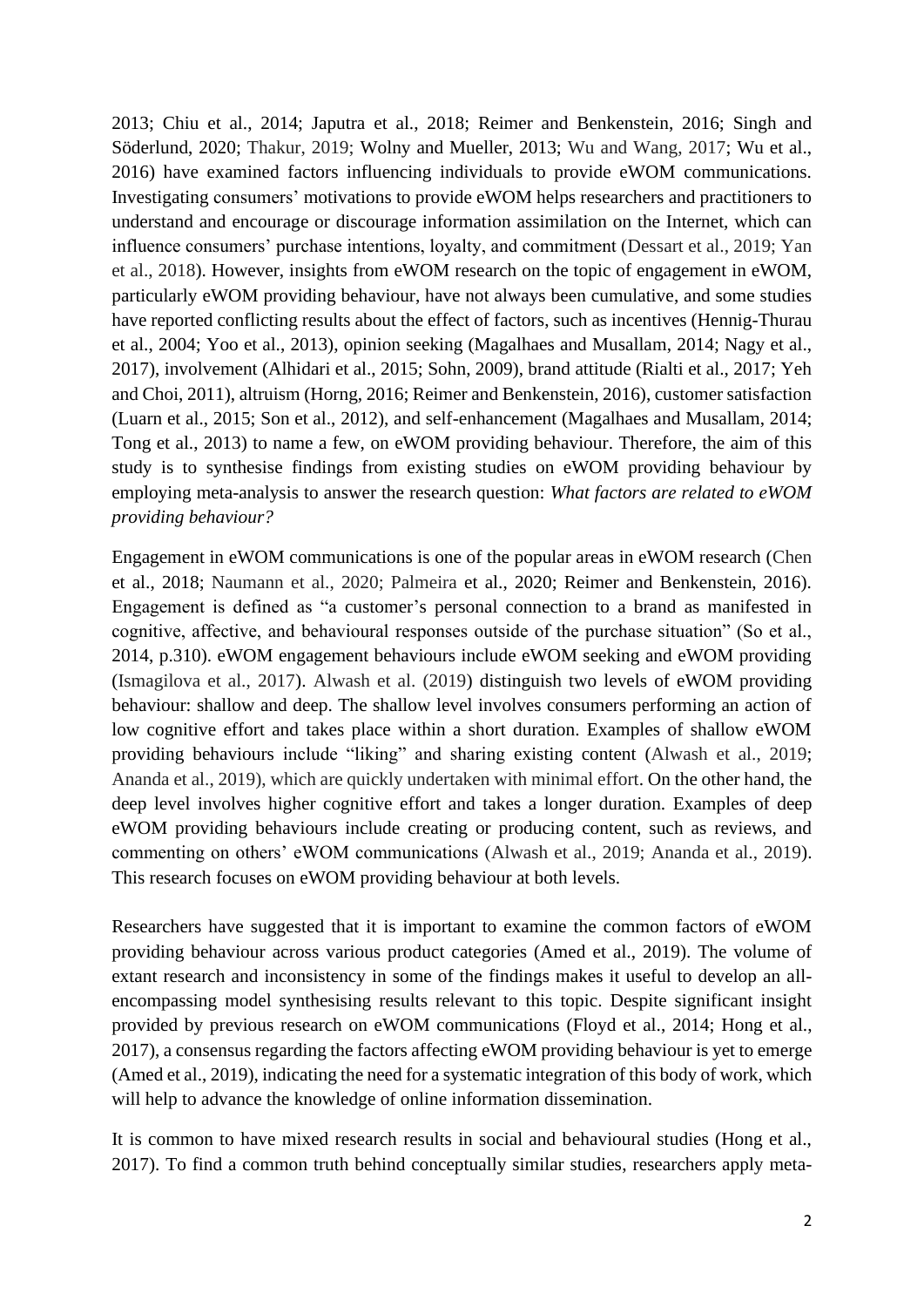2013; Chiu et al., 2014; Japutra et al., 2018; Reimer and Benkenstein, 2016; Singh and Söderlund, 2020; Thakur, 2019; Wolny and Mueller, 2013; Wu and Wang, 2017; Wu et al., 2016) have examined factors influencing individuals to provide eWOM communications. Investigating consumers' motivations to provide eWOM helps researchers and practitioners to understand and encourage or discourage information assimilation on the Internet, which can influence consumers' purchase intentions, loyalty, and commitment (Dessart et al., 2019; Yan et al., 2018). However, insights from eWOM research on the topic of engagement in eWOM, particularly eWOM providing behaviour, have not always been cumulative, and some studies have reported conflicting results about the effect of factors, such as incentives (Hennig-Thurau et al., 2004; Yoo et al., 2013), opinion seeking (Magalhaes and Musallam, 2014; Nagy et al., 2017), involvement (Alhidari et al., 2015; Sohn, 2009), brand attitude (Rialti et al., 2017; Yeh and Choi, 2011), altruism (Horng, 2016; Reimer and Benkenstein, 2016), customer satisfaction (Luarn et al., 2015; Son et al., 2012), and self-enhancement (Magalhaes and Musallam, 2014; Tong et al., 2013) to name a few, on eWOM providing behaviour. Therefore, the aim of this study is to synthesise findings from existing studies on eWOM providing behaviour by employing meta-analysis to answer the research question: *What factors are related to eWOM providing behaviour?*

Engagement in eWOM communications is one of the popular areas in eWOM research (Chen et al., 2018; Naumann et al., 2020; Palmeira et al., 2020; Reimer and Benkenstein, 2016). Engagement is defined as "a customer's personal connection to a brand as manifested in cognitive, affective, and behavioural responses outside of the purchase situation" (So et al., 2014, p.310). eWOM engagement behaviours include eWOM seeking and eWOM providing (Ismagilova et al., 2017). Alwash et al. (2019) distinguish two levels of eWOM providing behaviour: shallow and deep. The shallow level involves consumers performing an action of low cognitive effort and takes place within a short duration. Examples of shallow eWOM providing behaviours include "liking" and sharing existing content (Alwash et al., 2019; Ananda et al., 2019), which are quickly undertaken with minimal effort. On the other hand, the deep level involves higher cognitive effort and takes a longer duration. Examples of deep eWOM providing behaviours include creating or producing content, such as reviews, and commenting on others' eWOM communications (Alwash et al., 2019; Ananda et al., 2019). This research focuses on eWOM providing behaviour at both levels.

Researchers have suggested that it is important to examine the common factors of eWOM providing behaviour across various product categories (Amed et al., 2019). The volume of extant research and inconsistency in some of the findings makes it useful to develop an all-encompassing model synthesising results relevant to this topic. Despite significant insight provided by previous research on eWOM communications (Floyd et al., 2014; Hong et al., 2017), a consensus regarding the factors affecting eWOM providing behaviour is yet to emerge (Amed et al., 2019), indicating the need for a systematic integration of this body of work, which will help to advance the knowledge of online information dissemination.

It is common to have mixed research results in social and behavioural studies (Hong et al., 2017). To find a common truth behind conceptually similar studies, researchers apply meta-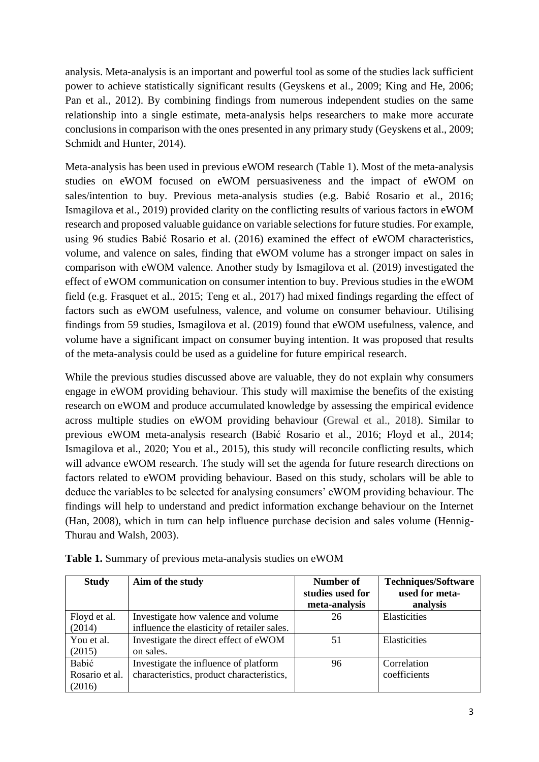analysis. Meta-analysis is an important and powerful tool as some of the studies lack sufficient power to achieve statistically significant results (Geyskens et al., 2009; King and He, 2006; Pan et al., 2012). By combining findings from numerous independent studies on the same relationship into a single estimate, meta-analysis helps researchers to make more accurate conclusions in comparison with the ones presented in any primary study (Geyskens et al., 2009; Schmidt and Hunter, 2014).

Meta-analysis has been used in previous eWOM research (Table 1). Most of the meta-analysis studies on eWOM focused on eWOM persuasiveness and the impact of eWOM on sales/intention to buy. Previous meta-analysis studies (e.g. Babić Rosario et al., 2016; Ismagilova et al., 2019) provided clarity on the conflicting results of various factors in eWOM research and proposed valuable guidance on variable selections for future studies. For example, using 96 studies Babić Rosario et al. (2016) examined the effect of eWOM characteristics, volume, and valence on sales, finding that eWOM volume has a stronger impact on sales in comparison with eWOM valence. Another study by Ismagilova et al. (2019) investigated the effect of eWOM communication on consumer intention to buy. Previous studies in the eWOM field (e.g. Frasquet et al., 2015; Teng et al., 2017) had mixed findings regarding the effect of factors such as eWOM usefulness, valence, and volume on consumer behaviour. Utilising findings from 59 studies, Ismagilova et al. (2019) found that eWOM usefulness, valence, and volume have a significant impact on consumer buying intention. It was proposed that results of the meta-analysis could be used as a guideline for future empirical research.

While the previous studies discussed above are valuable, they do not explain why consumers engage in eWOM providing behaviour. This study will maximise the benefits of the existing research on eWOM and produce accumulated knowledge by assessing the empirical evidence across multiple studies on eWOM providing behaviour (Grewal et al., 2018). Similar to previous eWOM meta-analysis research (Babić Rosario et al., 2016; Floyd et al., 2014; Ismagilova et al., 2020; You et al., 2015), this study will reconcile conflicting results, which will advance eWOM research. The study will set the agenda for future research directions on factors related to eWOM providing behaviour. Based on this study, scholars will be able to deduce the variables to be selected for analysing consumers' eWOM providing behaviour. The findings will help to understand and predict information exchange behaviour on the Internet (Han, 2008), which in turn can help influence purchase decision and sales volume (Hennig-Thurau and Walsh, 2003).

**Table 1.** Summary of previous meta-analysis studies on eWOM

| Study | Aim of the study | Number of studies used for meta-analysis | Techniques/Software used for meta-analysis |
|---|---|---|---|
| Floyd et al. (2014) | Investigate how valence and volume influence the elasticity of retailer sales. | 26 | Elasticities |
| You et al. (2015) | Investigate the direct effect of eWOM on sales. | 51 | Elasticities |
| Babić Rosario et al. (2016) | Investigate the influence of platform characteristics, product characteristics, | 96 | Correlation coefficients |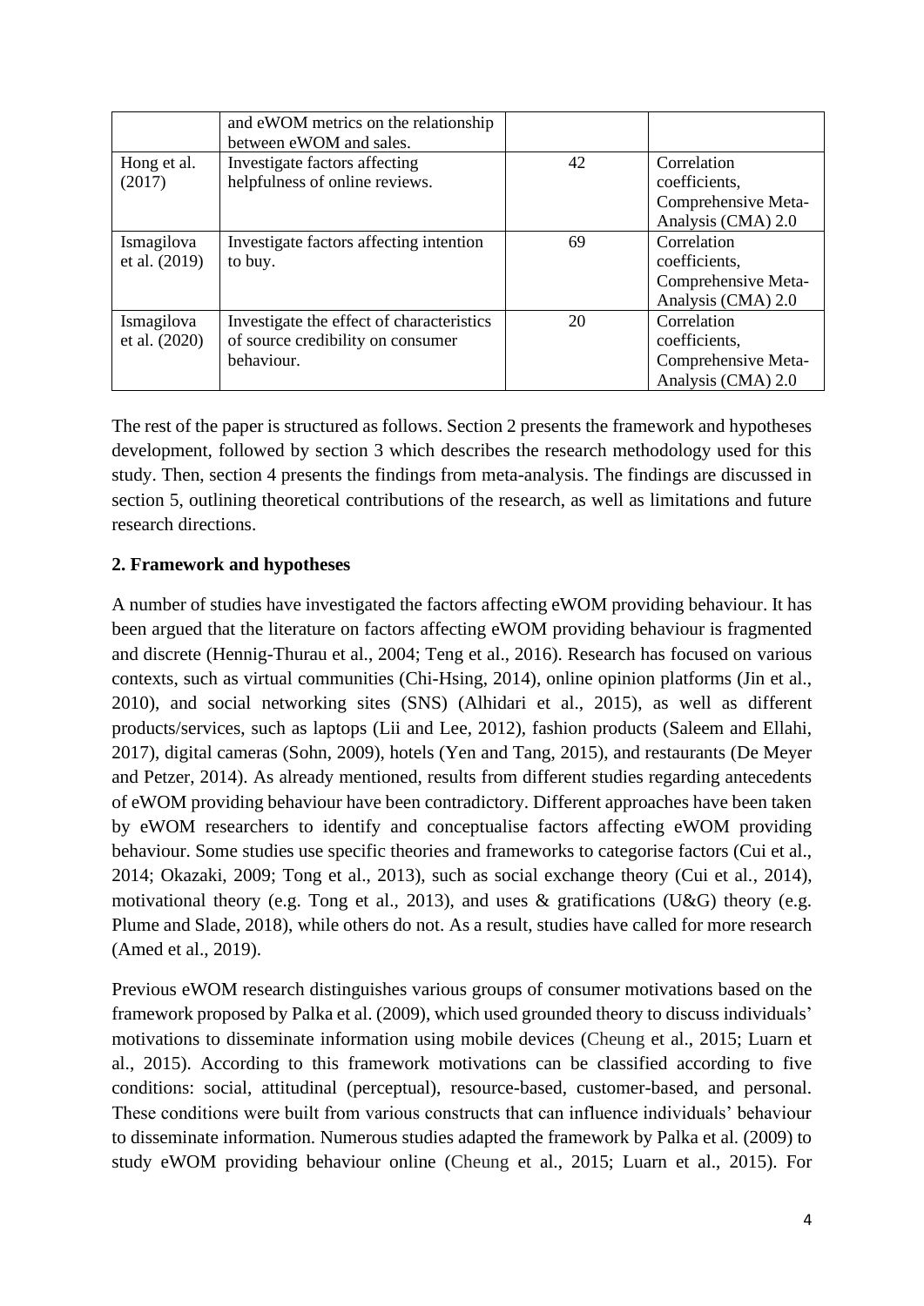| | and eWOM metrics on the relationship between eWOM and sales. | | |
|---|---|---|---|
| Hong et al. (2017) | Investigate factors affecting helpfulness of online reviews. | 42 | Correlation coefficients, Comprehensive Meta-Analysis (CMA) 2.0 |
| Ismagilova et al. (2019) | Investigate factors affecting intention to buy. | 69 | Correlation coefficients, Comprehensive Meta-Analysis (CMA) 2.0 |
| Ismagilova et al. (2020) | Investigate the effect of characteristics of source credibility on consumer behaviour. | 20 | Correlation coefficients, Comprehensive Meta-Analysis (CMA) 2.0 |

The rest of the paper is structured as follows. Section 2 presents the framework and hypotheses development, followed by section 3 which describes the research methodology used for this study. Then, section 4 presents the findings from meta-analysis. The findings are discussed in section 5, outlining theoretical contributions of the research, as well as limitations and future research directions.

## 2. Framework and hypotheses

A number of studies have investigated the factors affecting eWOM providing behaviour. It has been argued that the literature on factors affecting eWOM providing behaviour is fragmented and discrete (Hennig-Thurau et al., 2004; Teng et al., 2016). Research has focused on various contexts, such as virtual communities (Chi-Hsing, 2014), online opinion platforms (Jin et al., 2010), and social networking sites (SNS) (Alhidari et al., 2015), as well as different products/services, such as laptops (Lii and Lee, 2012), fashion products (Saleem and Ellahi, 2017), digital cameras (Sohn, 2009), hotels (Yen and Tang, 2015), and restaurants (De Meyer and Petzer, 2014). As already mentioned, results from different studies regarding antecedents of eWOM providing behaviour have been contradictory. Different approaches have been taken by eWOM researchers to identify and conceptualise factors affecting eWOM providing behaviour. Some studies use specific theories and frameworks to categorise factors (Cui et al., 2014; Okazaki, 2009; Tong et al., 2013), such as social exchange theory (Cui et al., 2014), motivational theory (e.g. Tong et al., 2013), and uses & gratifications (U&G) theory (e.g. Plume and Slade, 2018), while others do not. As a result, studies have called for more research (Amed et al., 2019).

Previous eWOM research distinguishes various groups of consumer motivations based on the framework proposed by Palka et al. (2009), which used grounded theory to discuss individuals' motivations to disseminate information using mobile devices (Cheung et al., 2015; Luarn et al., 2015). According to this framework motivations can be classified according to five conditions: social, attitudinal (perceptual), resource-based, customer-based, and personal. These conditions were built from various constructs that can influence individuals' behaviour to disseminate information. Numerous studies adapted the framework by Palka et al. (2009) to study eWOM providing behaviour online (Cheung et al., 2015; Luarn et al., 2015). For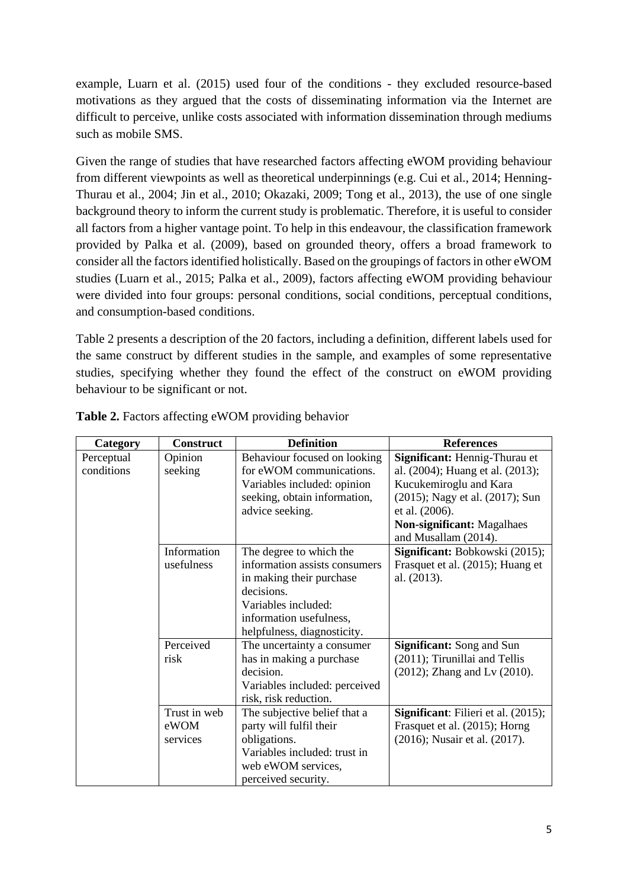example, Luarn et al. (2015) used four of the conditions - they excluded resource-based motivations as they argued that the costs of disseminating information via the Internet are difficult to perceive, unlike costs associated with information dissemination through mediums such as mobile SMS.

Given the range of studies that have researched factors affecting eWOM providing behaviour from different viewpoints as well as theoretical underpinnings (e.g. Cui et al., 2014; Henning-Thurau et al., 2004; Jin et al., 2010; Okazaki, 2009; Tong et al., 2013), the use of one single background theory to inform the current study is problematic. Therefore, it is useful to consider all factors from a higher vantage point. To help in this endeavour, the classification framework provided by Palka et al. (2009), based on grounded theory, offers a broad framework to consider all the factors identified holistically. Based on the groupings of factors in other eWOM studies (Luarn et al., 2015; Palka et al., 2009), factors affecting eWOM providing behaviour were divided into four groups: personal conditions, social conditions, perceptual conditions, and consumption-based conditions.

Table 2 presents a description of the 20 factors, including a definition, different labels used for the same construct by different studies in the sample, and examples of some representative studies, specifying whether they found the effect of the construct on eWOM providing behaviour to be significant or not.

**Table 2.** Factors affecting eWOM providing behavior

| Category | Construct | Definition | References |
|---|---|---|---|
| Perceptual conditions | Opinion seeking | Behaviour focused on looking for eWOM communications. Variables included: opinion seeking, obtain information, advice seeking. | **Significant:** Hennig-Thurau et al. (2004); Huang et al. (2013); Kucukemiroglu and Kara (2015); Nagy et al. (2017); Sun et al. (2006). **Non-significant:** Magalhaes and Musallam (2014). |
| | Information usefulness | The degree to which the information assists consumers in making their purchase decisions. Variables included: information usefulness, helpfulness, diagnosticity. | **Significant:** Bobkowski (2015); Frasquet et al. (2015); Huang et al. (2013). |
| | Perceived risk | The uncertainty a consumer has in making a purchase decision. Variables included: perceived risk, risk reduction. | **Significant:** Song and Sun (2011); Tirunillai and Tellis (2012); Zhang and Lv (2010). |
| | Trust in web eWOM services | The subjective belief that a party will fulfil their obligations. Variables included: trust in web eWOM services, perceived security. | **Significant**: Filieri et al. (2015); Frasquet et al. (2015); Horng (2016); Nusair et al. (2017). |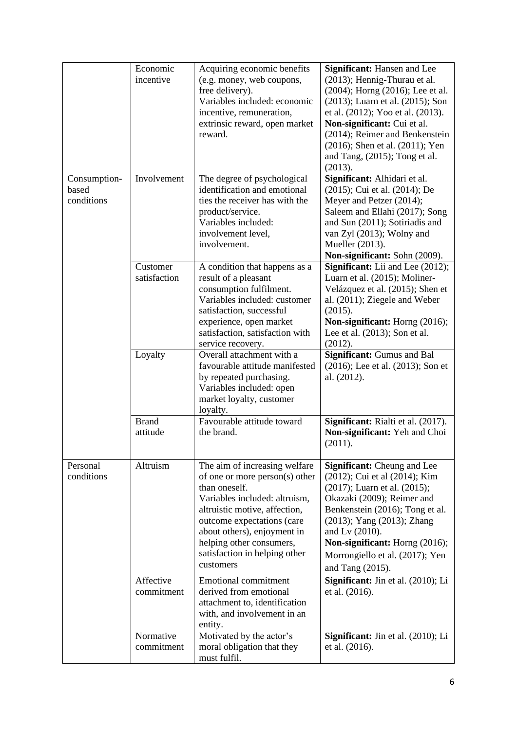| | | | |
|---|---|---|---|
| | Economic incentive | Acquiring economic benefits (e.g. money, web coupons, free delivery). Variables included: economic incentive, remuneration, extrinsic reward, open market reward. | **Significant:** Hansen and Lee (2013); Hennig-Thurau et al. (2004); Horng (2016); Lee et al. (2013); Luarn et al. (2015); Son et al. (2012); Yoo et al. (2013). **Non-significant:** Cui et al. (2014); Reimer and Benkenstein (2016); Shen et al. (2011); Yen and Tang, (2015); Tong et al. (2013). |
| Consumption-based conditions | Involvement | The degree of psychological identification and emotional ties the receiver has with the product/service. Variables included: involvement level, involvement. | **Significant:** Alhidari et al. (2015); Cui et al. (2014); De Meyer and Petzer (2014); Saleem and Ellahi (2017); Song and Sun (2011); Sotiriadis and van Zyl (2013); Wolny and Mueller (2013). **Non-significant:** Sohn (2009). |
| | Customer satisfaction | A condition that happens as a result of a pleasant consumption fulfilment. Variables included: customer satisfaction, successful experience, open market satisfaction, satisfaction with service recovery. | **Significant:** Lii and Lee (2012); Luarn et al. (2015); Moliner-Velázquez et al. (2015); Shen et al. (2011); Ziegele and Weber (2015). **Non-significant:** Horng (2016); Lee et al. (2013); Son et al. (2012). |
| | Loyalty | Overall attachment with a favourable attitude manifested by repeated purchasing. Variables included: open market loyalty, customer loyalty. | **Significant:** Gumus and Bal (2016); Lee et al. (2013); Son et al. (2012). |
| | Brand attitude | Favourable attitude toward the brand. | **Significant:** Rialti et al. (2017). **Non-significant:** Yeh and Choi (2011). |
| Personal conditions | Altruism | The aim of increasing welfare of one or more person(s) other than oneself. Variables included: altruism, altruistic motive, affection, outcome expectations (care about others), enjoyment in helping other consumers, satisfaction in helping other customers | **Significant:** Cheung and Lee (2012); Cui et al (2014); Kim (2017); Luarn et al. (2015); Okazaki (2009); Reimer and Benkenstein (2016); Tong et al. (2013); Yang (2013); Zhang and Lv (2010). **Non-significant:** Horng (2016); Morrongiello et al. (2017); Yen and Tang (2015). |
| | Affective commitment | Emotional commitment derived from emotional attachment to, identification with, and involvement in an entity. | **Significant:** Jin et al. (2010); Li et al. (2016). |
| | Normative commitment | Motivated by the actor's moral obligation that they must fulfil. | **Significant:** Jin et al. (2010); Li et al. (2016). |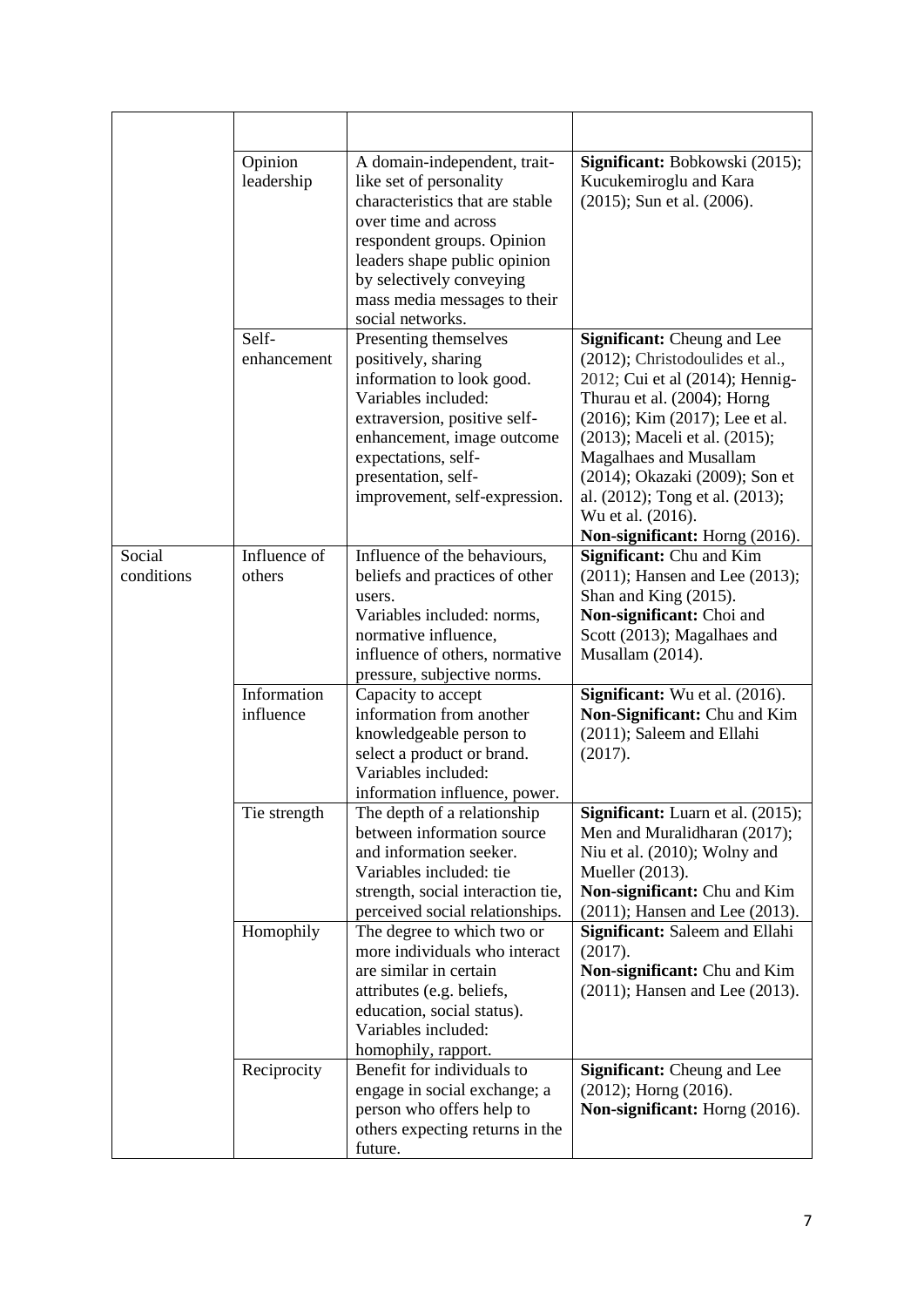| | | | |
|---|---|---|---|
| | Opinion leadership | A domain-independent, trait-like set of personality characteristics that are stable over time and across respondent groups. Opinion leaders shape public opinion by selectively conveying mass media messages to their social networks. | **Significant:** Bobkowski (2015); Kucukemiroglu and Kara (2015); Sun et al. (2006). |
| | Self-enhancement | Presenting themselves positively, sharing information to look good. Variables included: extraversion, positive self-enhancement, image outcome expectations, self-presentation, self-improvement, self-expression. | **Significant:** Cheung and Lee (2012); Christodoulides et al., 2012; Cui et al (2014); Hennig-Thurau et al. (2004); Horng (2016); Kim (2017); Lee et al. (2013); Maceli et al. (2015); Magalhaes and Musallam (2014); Okazaki (2009); Son et al. (2012); Tong et al. (2013); Wu et al. (2016). **Non-significant:** Horng (2016). |
| Social conditions | Influence of others | Influence of the behaviours, beliefs and practices of other users. Variables included: norms, normative influence, influence of others, normative pressure, subjective norms. | **Significant:** Chu and Kim (2011); Hansen and Lee (2013); Shan and King (2015). **Non-significant:** Choi and Scott (2013); Magalhaes and Musallam (2014). |
| | Information influence | Capacity to accept information from another knowledgeable person to select a product or brand. Variables included: information influence, power. | **Significant:** Wu et al. (2016). **Non-Significant:** Chu and Kim (2011); Saleem and Ellahi (2017). |
| | Tie strength | The depth of a relationship between information source and information seeker. Variables included: tie strength, social interaction tie, perceived social relationships. | **Significant:** Luarn et al. (2015); Men and Muralidharan (2017); Niu et al. (2010); Wolny and Mueller (2013). **Non-significant:** Chu and Kim (2011); Hansen and Lee (2013). |
| | Homophily | The degree to which two or more individuals who interact are similar in certain attributes (e.g. beliefs, education, social status). Variables included: homophily, rapport. | **Significant:** Saleem and Ellahi (2017). **Non-significant:** Chu and Kim (2011); Hansen and Lee (2013). |
| | Reciprocity | Benefit for individuals to engage in social exchange; a person who offers help to others expecting returns in the future. | **Significant:** Cheung and Lee (2012); Horng (2016). **Non-significant:** Horng (2016). |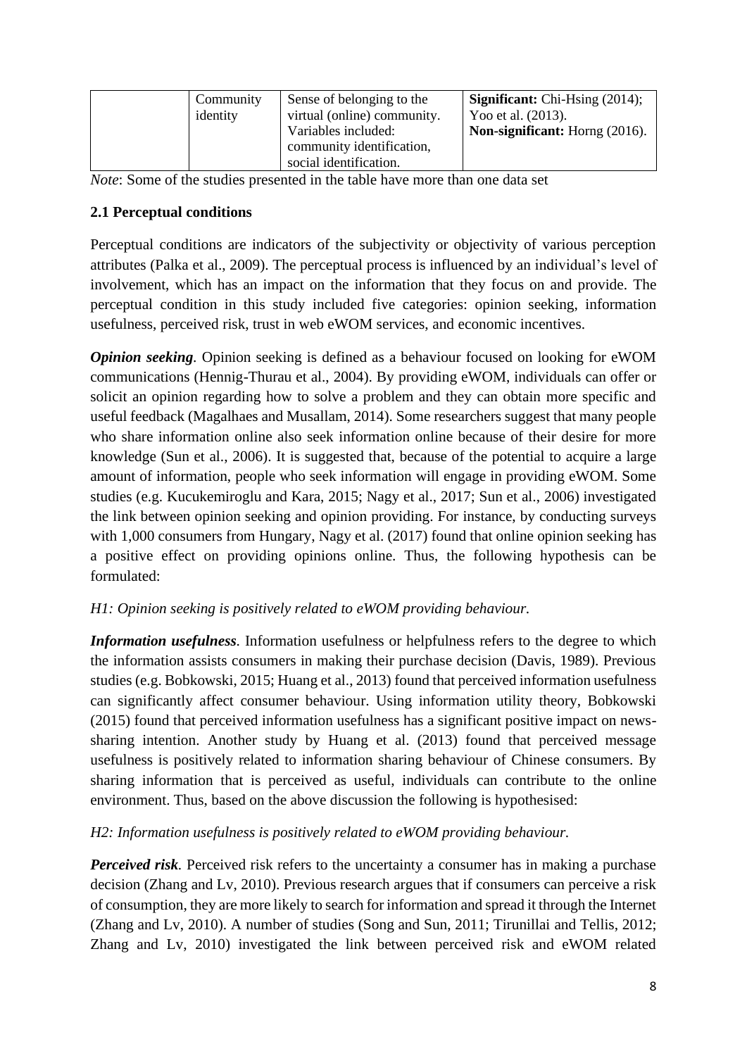| | Community identity | Sense of belonging to the virtual (online) community. Variables included: community identification, social identification. | **Significant:** Chi-Hsing (2014); Yoo et al. (2013). **Non-significant:** Horng (2016). |
|---|---|---|---|

*Note*: Some of the studies presented in the table have more than one data set

## 2.1 Perceptual conditions

Perceptual conditions are indicators of the subjectivity or objectivity of various perception attributes (Palka et al., 2009). The perceptual process is influenced by an individual's level of involvement, which has an impact on the information that they focus on and provide. The perceptual condition in this study included five categories: opinion seeking, information usefulness, perceived risk, trust in web eWOM services, and economic incentives.

***Opinion seeking*.** Opinion seeking is defined as a behaviour focused on looking for eWOM communications (Hennig-Thurau et al., 2004). By providing eWOM, individuals can offer or solicit an opinion regarding how to solve a problem and they can obtain more specific and useful feedback (Magalhaes and Musallam, 2014). Some researchers suggest that many people who share information online also seek information online because of their desire for more knowledge (Sun et al., 2006). It is suggested that, because of the potential to acquire a large amount of information, people who seek information will engage in providing eWOM. Some studies (e.g. Kucukemiroglu and Kara, 2015; Nagy et al., 2017; Sun et al., 2006) investigated the link between opinion seeking and opinion providing. For instance, by conducting surveys with 1,000 consumers from Hungary, Nagy et al. (2017) found that online opinion seeking has a positive effect on providing opinions online. Thus, the following hypothesis can be formulated:

*H1: Opinion seeking is positively related to eWOM providing behaviour.*

***Information usefulness*.** Information usefulness or helpfulness refers to the degree to which the information assists consumers in making their purchase decision (Davis, 1989). Previous studies (e.g. Bobkowski, 2015; Huang et al., 2013) found that perceived information usefulness can significantly affect consumer behaviour. Using information utility theory, Bobkowski (2015) found that perceived information usefulness has a significant positive impact on news-sharing intention. Another study by Huang et al. (2013) found that perceived message usefulness is positively related to information sharing behaviour of Chinese consumers. By sharing information that is perceived as useful, individuals can contribute to the online environment. Thus, based on the above discussion the following is hypothesised:

*H2: Information usefulness is positively related to eWOM providing behaviour.*

***Perceived risk*.** Perceived risk refers to the uncertainty a consumer has in making a purchase decision (Zhang and Lv, 2010). Previous research argues that if consumers can perceive a risk of consumption, they are more likely to search for information and spread it through the Internet (Zhang and Lv, 2010). A number of studies (Song and Sun, 2011; Tirunillai and Tellis, 2012; Zhang and Lv, 2010) investigated the link between perceived risk and eWOM related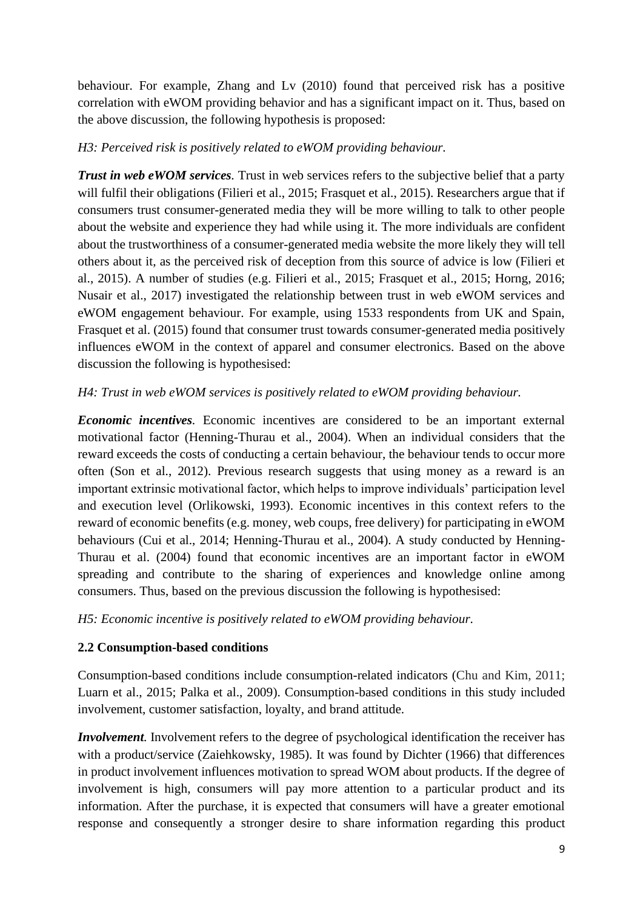behaviour. For example, Zhang and Lv (2010) found that perceived risk has a positive correlation with eWOM providing behavior and has a significant impact on it. Thus, based on the above discussion, the following hypothesis is proposed:

*H3: Perceived risk is positively related to eWOM providing behaviour.*

***Trust in web eWOM services***. Trust in web services refers to the subjective belief that a party will fulfil their obligations (Filieri et al., 2015; Frasquet et al., 2015). Researchers argue that if consumers trust consumer-generated media they will be more willing to talk to other people about the website and experience they had while using it. The more individuals are confident about the trustworthiness of a consumer-generated media website the more likely they will tell others about it, as the perceived risk of deception from this source of advice is low (Filieri et al., 2015). A number of studies (e.g. Filieri et al., 2015; Frasquet et al., 2015; Horng, 2016; Nusair et al., 2017) investigated the relationship between trust in web eWOM services and eWOM engagement behaviour. For example, using 1533 respondents from UK and Spain, Frasquet et al. (2015) found that consumer trust towards consumer-generated media positively influences eWOM in the context of apparel and consumer electronics. Based on the above discussion the following is hypothesised:

*H4: Trust in web eWOM services is positively related to eWOM providing behaviour.*

***Economic incentives***. Economic incentives are considered to be an important external motivational factor (Henning-Thurau et al., 2004). When an individual considers that the reward exceeds the costs of conducting a certain behaviour, the behaviour tends to occur more often (Son et al., 2012). Previous research suggests that using money as a reward is an important extrinsic motivational factor, which helps to improve individuals' participation level and execution level (Orlikowski, 1993). Economic incentives in this context refers to the reward of economic benefits (e.g. money, web coups, free delivery) for participating in eWOM behaviours (Cui et al., 2014; Henning-Thurau et al., 2004). A study conducted by Henning-Thurau et al. (2004) found that economic incentives are an important factor in eWOM spreading and contribute to the sharing of experiences and knowledge online among consumers. Thus, based on the previous discussion the following is hypothesised:

*H5: Economic incentive is positively related to eWOM providing behaviour.*

### 2.2 Consumption-based conditions

Consumption-based conditions include consumption-related indicators (Chu and Kim, 2011; Luarn et al., 2015; Palka et al., 2009). Consumption-based conditions in this study included involvement, customer satisfaction, loyalty, and brand attitude.

***Involvement.*** Involvement refers to the degree of psychological identification the receiver has with a product/service (Zaiehkowsky, 1985). It was found by Dichter (1966) that differences in product involvement influences motivation to spread WOM about products. If the degree of involvement is high, consumers will pay more attention to a particular product and its information. After the purchase, it is expected that consumers will have a greater emotional response and consequently a stronger desire to share information regarding this product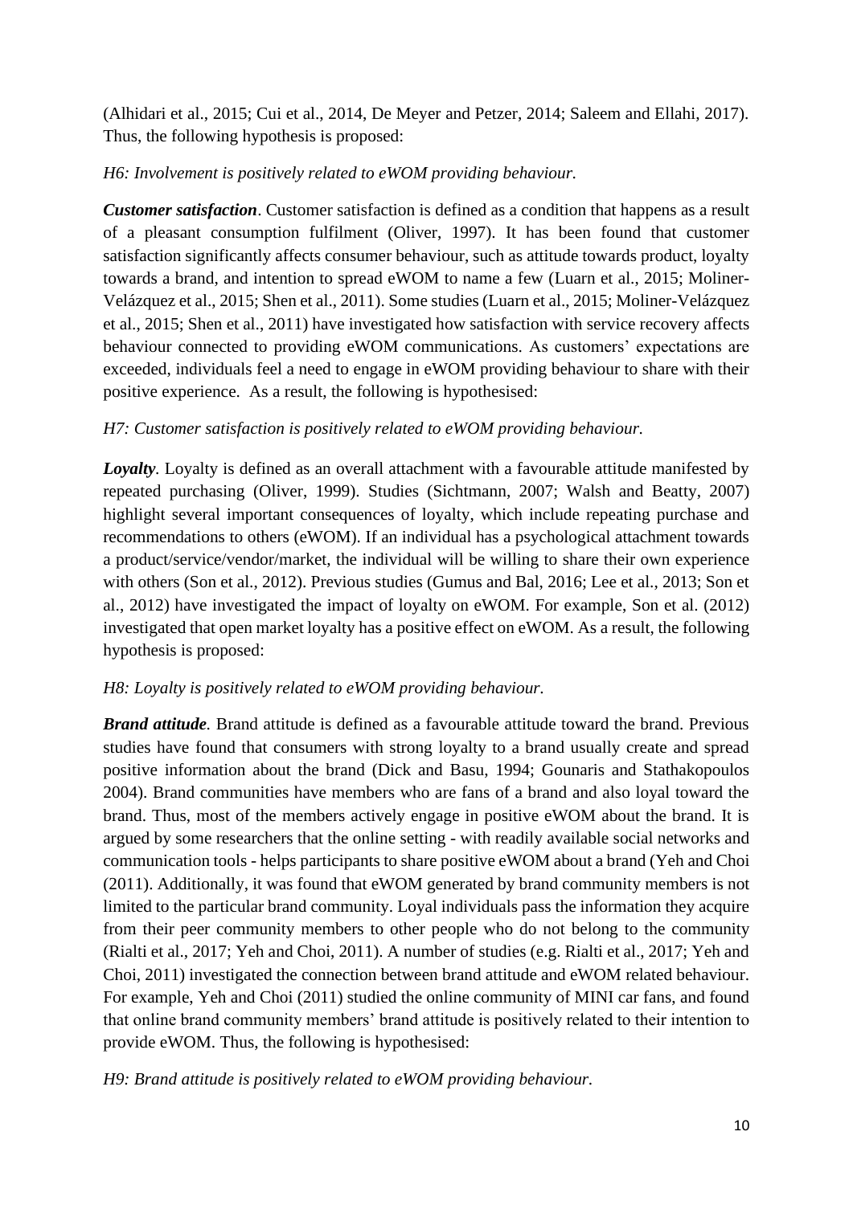(Alhidari et al., 2015; Cui et al., 2014, De Meyer and Petzer, 2014; Saleem and Ellahi, 2017). Thus, the following hypothesis is proposed:

*H6: Involvement is positively related to eWOM providing behaviour.*

***Customer satisfaction***. Customer satisfaction is defined as a condition that happens as a result of a pleasant consumption fulfilment (Oliver, 1997). It has been found that customer satisfaction significantly affects consumer behaviour, such as attitude towards product, loyalty towards a brand, and intention to spread eWOM to name a few (Luarn et al., 2015; Moliner-Velázquez et al., 2015; Shen et al., 2011). Some studies (Luarn et al., 2015; Moliner-Velázquez et al., 2015; Shen et al., 2011) have investigated how satisfaction with service recovery affects behaviour connected to providing eWOM communications. As customers' expectations are exceeded, individuals feel a need to engage in eWOM providing behaviour to share with their positive experience. As a result, the following is hypothesised:

*H7: Customer satisfaction is positively related to eWOM providing behaviour.*

***Loyalty***. Loyalty is defined as an overall attachment with a favourable attitude manifested by repeated purchasing (Oliver, 1999). Studies (Sichtmann, 2007; Walsh and Beatty, 2007) highlight several important consequences of loyalty, which include repeating purchase and recommendations to others (eWOM). If an individual has a psychological attachment towards a product/service/vendor/market, the individual will be willing to share their own experience with others (Son et al., 2012). Previous studies (Gumus and Bal, 2016; Lee et al., 2013; Son et al., 2012) have investigated the impact of loyalty on eWOM. For example, Son et al. (2012) investigated that open market loyalty has a positive effect on eWOM. As a result, the following hypothesis is proposed:

*H8: Loyalty is positively related to eWOM providing behaviour.*

***Brand attitude***. Brand attitude is defined as a favourable attitude toward the brand. Previous studies have found that consumers with strong loyalty to a brand usually create and spread positive information about the brand (Dick and Basu, 1994; Gounaris and Stathakopoulos 2004). Brand communities have members who are fans of a brand and also loyal toward the brand. Thus, most of the members actively engage in positive eWOM about the brand. It is argued by some researchers that the online setting - with readily available social networks and communication tools - helps participants to share positive eWOM about a brand (Yeh and Choi (2011). Additionally, it was found that eWOM generated by brand community members is not limited to the particular brand community. Loyal individuals pass the information they acquire from their peer community members to other people who do not belong to the community (Rialti et al., 2017; Yeh and Choi, 2011). A number of studies (e.g. Rialti et al., 2017; Yeh and Choi, 2011) investigated the connection between brand attitude and eWOM related behaviour. For example, Yeh and Choi (2011) studied the online community of MINI car fans, and found that online brand community members' brand attitude is positively related to their intention to provide eWOM. Thus, the following is hypothesised:

*H9: Brand attitude is positively related to eWOM providing behaviour.*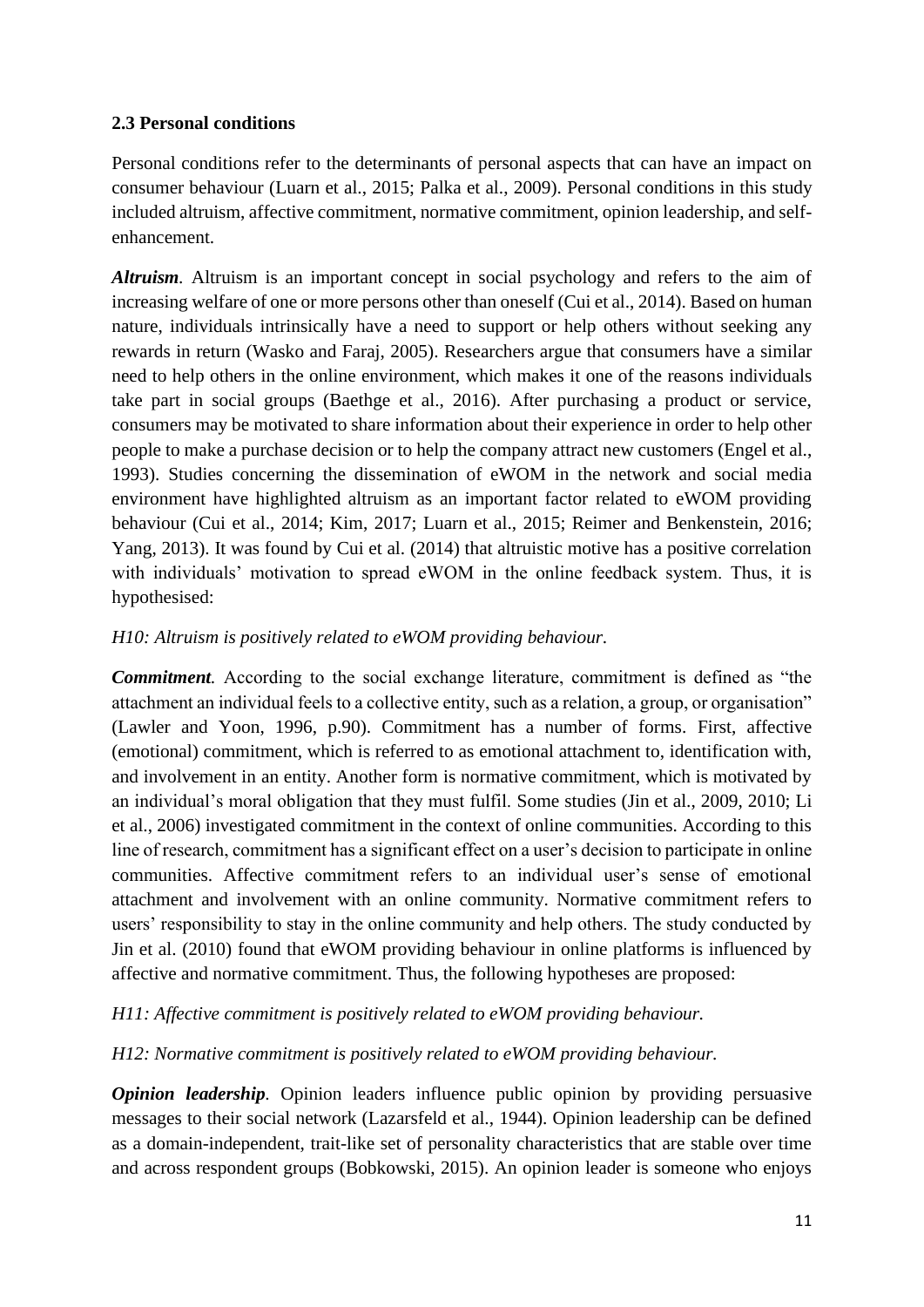### 2.3 Personal conditions

Personal conditions refer to the determinants of personal aspects that can have an impact on consumer behaviour (Luarn et al., 2015; Palka et al., 2009). Personal conditions in this study included altruism, affective commitment, normative commitment, opinion leadership, and self-enhancement.

***Altruism**.* Altruism is an important concept in social psychology and refers to the aim of increasing welfare of one or more persons other than oneself (Cui et al., 2014). Based on human nature, individuals intrinsically have a need to support or help others without seeking any rewards in return (Wasko and Faraj, 2005). Researchers argue that consumers have a similar need to help others in the online environment, which makes it one of the reasons individuals take part in social groups (Baethge et al., 2016). After purchasing a product or service, consumers may be motivated to share information about their experience in order to help other people to make a purchase decision or to help the company attract new customers (Engel et al., 1993). Studies concerning the dissemination of eWOM in the network and social media environment have highlighted altruism as an important factor related to eWOM providing behaviour (Cui et al., 2014; Kim, 2017; Luarn et al., 2015; Reimer and Benkenstein, 2016; Yang, 2013). It was found by Cui et al. (2014) that altruistic motive has a positive correlation with individuals' motivation to spread eWOM in the online feedback system. Thus, it is hypothesised:

*H10: Altruism is positively related to eWOM providing behaviour.*

***Commitment**.* According to the social exchange literature, commitment is defined as "the attachment an individual feels to a collective entity, such as a relation, a group, or organisation" (Lawler and Yoon, 1996, p.90). Commitment has a number of forms. First, affective (emotional) commitment, which is referred to as emotional attachment to, identification with, and involvement in an entity. Another form is normative commitment, which is motivated by an individual's moral obligation that they must fulfil. Some studies (Jin et al., 2009, 2010; Li et al., 2006) investigated commitment in the context of online communities. According to this line of research, commitment has a significant effect on a user's decision to participate in online communities. Affective commitment refers to an individual user's sense of emotional attachment and involvement with an online community. Normative commitment refers to users' responsibility to stay in the online community and help others. The study conducted by Jin et al. (2010) found that eWOM providing behaviour in online platforms is influenced by affective and normative commitment. Thus, the following hypotheses are proposed:

*H11: Affective commitment is positively related to eWOM providing behaviour.*

*H12: Normative commitment is positively related to eWOM providing behaviour.*

***Opinion leadership**.* Opinion leaders influence public opinion by providing persuasive messages to their social network (Lazarsfeld et al., 1944). Opinion leadership can be defined as a domain-independent, trait-like set of personality characteristics that are stable over time and across respondent groups (Bobkowski, 2015). An opinion leader is someone who enjoys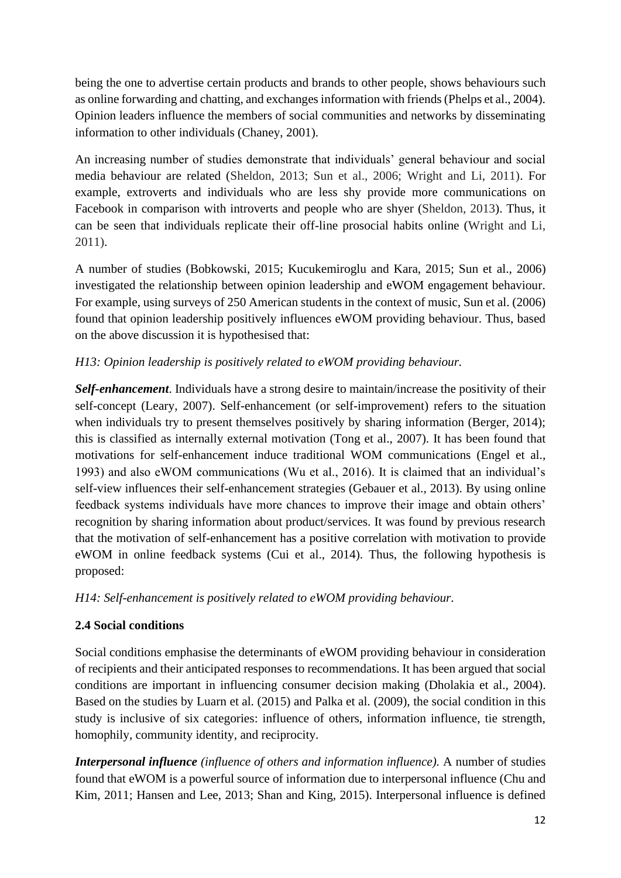being the one to advertise certain products and brands to other people, shows behaviours such as online forwarding and chatting, and exchanges information with friends (Phelps et al., 2004). Opinion leaders influence the members of social communities and networks by disseminating information to other individuals (Chaney, 2001).

An increasing number of studies demonstrate that individuals' general behaviour and social media behaviour are related (Sheldon, 2013; Sun et al., 2006; Wright and Li, 2011). For example, extroverts and individuals who are less shy provide more communications on Facebook in comparison with introverts and people who are shyer (Sheldon, 2013). Thus, it can be seen that individuals replicate their off-line prosocial habits online (Wright and Li, 2011).

A number of studies (Bobkowski, 2015; Kucukemiroglu and Kara, 2015; Sun et al., 2006) investigated the relationship between opinion leadership and eWOM engagement behaviour. For example, using surveys of 250 American students in the context of music, Sun et al. (2006) found that opinion leadership positively influences eWOM providing behaviour. Thus, based on the above discussion it is hypothesised that:

*H13: Opinion leadership is positively related to eWOM providing behaviour.*

***Self-enhancement***. Individuals have a strong desire to maintain/increase the positivity of their self-concept (Leary, 2007). Self-enhancement (or self-improvement) refers to the situation when individuals try to present themselves positively by sharing information (Berger, 2014); this is classified as internally external motivation (Tong et al., 2007). It has been found that motivations for self-enhancement induce traditional WOM communications (Engel et al., 1993) and also eWOM communications (Wu et al., 2016). It is claimed that an individual's self-view influences their self-enhancement strategies (Gebauer et al., 2013). By using online feedback systems individuals have more chances to improve their image and obtain others' recognition by sharing information about product/services. It was found by previous research that the motivation of self-enhancement has a positive correlation with motivation to provide eWOM in online feedback systems (Cui et al., 2014). Thus, the following hypothesis is proposed:

*H14: Self-enhancement is positively related to eWOM providing behaviour.*

### 2.4 Social conditions

Social conditions emphasise the determinants of eWOM providing behaviour in consideration of recipients and their anticipated responses to recommendations. It has been argued that social conditions are important in influencing consumer decision making (Dholakia et al., 2004). Based on the studies by Luarn et al. (2015) and Palka et al. (2009), the social condition in this study is inclusive of six categories: influence of others, information influence, tie strength, homophily, community identity, and reciprocity.

***Interpersonal influence*** *(influence of others and information influence).* A number of studies found that eWOM is a powerful source of information due to interpersonal influence (Chu and Kim, 2011; Hansen and Lee, 2013; Shan and King, 2015). Interpersonal influence is defined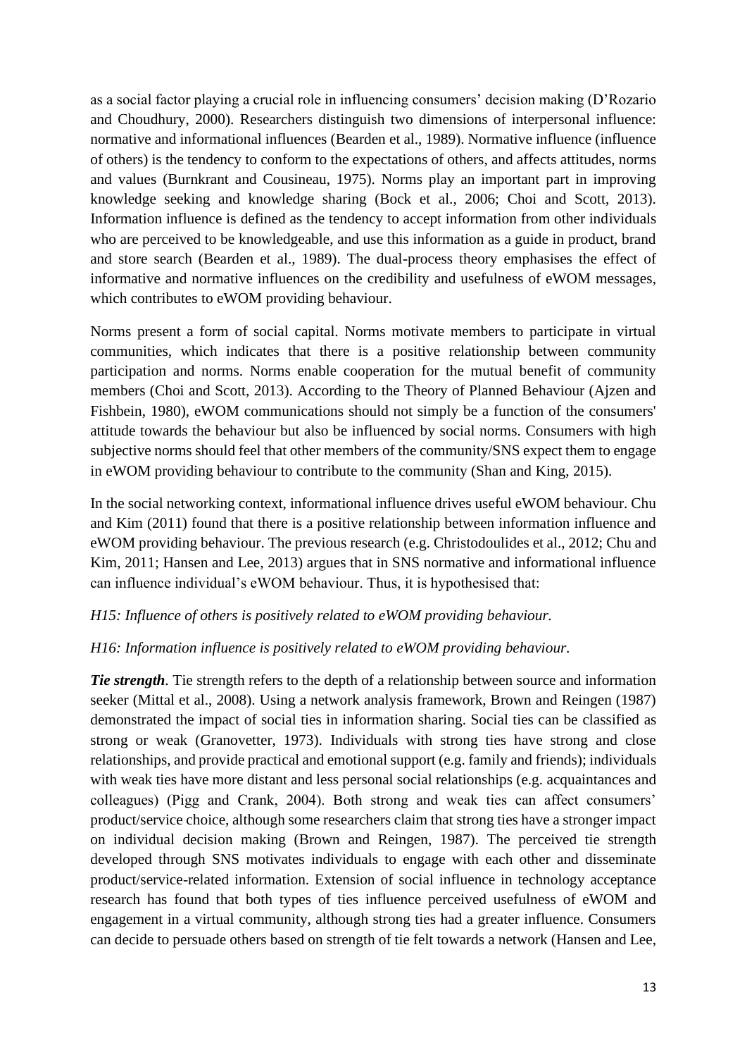as a social factor playing a crucial role in influencing consumers' decision making (D'Rozario and Choudhury, 2000). Researchers distinguish two dimensions of interpersonal influence: normative and informational influences (Bearden et al., 1989). Normative influence (influence of others) is the tendency to conform to the expectations of others, and affects attitudes, norms and values (Burnkrant and Cousineau, 1975). Norms play an important part in improving knowledge seeking and knowledge sharing (Bock et al., 2006; Choi and Scott, 2013). Information influence is defined as the tendency to accept information from other individuals who are perceived to be knowledgeable, and use this information as a guide in product, brand and store search (Bearden et al., 1989). The dual-process theory emphasises the effect of informative and normative influences on the credibility and usefulness of eWOM messages, which contributes to eWOM providing behaviour.

Norms present a form of social capital. Norms motivate members to participate in virtual communities, which indicates that there is a positive relationship between community participation and norms. Norms enable cooperation for the mutual benefit of community members (Choi and Scott, 2013). According to the Theory of Planned Behaviour (Ajzen and Fishbein, 1980), eWOM communications should not simply be a function of the consumers' attitude towards the behaviour but also be influenced by social norms. Consumers with high subjective norms should feel that other members of the community/SNS expect them to engage in eWOM providing behaviour to contribute to the community (Shan and King, 2015).

In the social networking context, informational influence drives useful eWOM behaviour. Chu and Kim (2011) found that there is a positive relationship between information influence and eWOM providing behaviour. The previous research (e.g. Christodoulides et al., 2012; Chu and Kim, 2011; Hansen and Lee, 2013) argues that in SNS normative and informational influence can influence individual's eWOM behaviour. Thus, it is hypothesised that:

*H15: Influence of others is positively related to eWOM providing behaviour.*

*H16: Information influence is positively related to eWOM providing behaviour.*

***Tie strength***. Tie strength refers to the depth of a relationship between source and information seeker (Mittal et al., 2008). Using a network analysis framework, Brown and Reingen (1987) demonstrated the impact of social ties in information sharing. Social ties can be classified as strong or weak (Granovetter, 1973). Individuals with strong ties have strong and close relationships, and provide practical and emotional support (e.g. family and friends); individuals with weak ties have more distant and less personal social relationships (e.g. acquaintances and colleagues) (Pigg and Crank, 2004). Both strong and weak ties can affect consumers' product/service choice, although some researchers claim that strong ties have a stronger impact on individual decision making (Brown and Reingen, 1987). The perceived tie strength developed through SNS motivates individuals to engage with each other and disseminate product/service-related information. Extension of social influence in technology acceptance research has found that both types of ties influence perceived usefulness of eWOM and engagement in a virtual community, although strong ties had a greater influence. Consumers can decide to persuade others based on strength of tie felt towards a network (Hansen and Lee,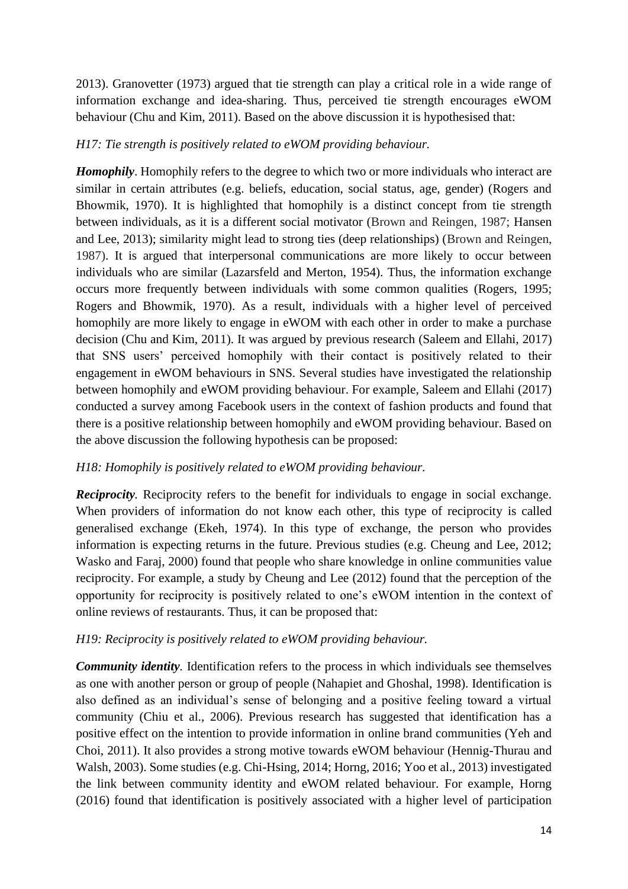2013). Granovetter (1973) argued that tie strength can play a critical role in a wide range of information exchange and idea-sharing. Thus, perceived tie strength encourages eWOM behaviour (Chu and Kim, 2011). Based on the above discussion it is hypothesised that:

*H17: Tie strength is positively related to eWOM providing behaviour.*

***Homophily***. Homophily refers to the degree to which two or more individuals who interact are similar in certain attributes (e.g. beliefs, education, social status, age, gender) (Rogers and Bhowmik, 1970). It is highlighted that homophily is a distinct concept from tie strength between individuals, as it is a different social motivator (Brown and Reingen, 1987; Hansen and Lee, 2013); similarity might lead to strong ties (deep relationships) (Brown and Reingen, 1987). It is argued that interpersonal communications are more likely to occur between individuals who are similar (Lazarsfeld and Merton, 1954). Thus, the information exchange occurs more frequently between individuals with some common qualities (Rogers, 1995; Rogers and Bhowmik, 1970). As a result, individuals with a higher level of perceived homophily are more likely to engage in eWOM with each other in order to make a purchase decision (Chu and Kim, 2011). It was argued by previous research (Saleem and Ellahi, 2017) that SNS users' perceived homophily with their contact is positively related to their engagement in eWOM behaviours in SNS. Several studies have investigated the relationship between homophily and eWOM providing behaviour. For example, Saleem and Ellahi (2017) conducted a survey among Facebook users in the context of fashion products and found that there is a positive relationship between homophily and eWOM providing behaviour. Based on the above discussion the following hypothesis can be proposed:

*H18: Homophily is positively related to eWOM providing behaviour.*

***Reciprocity***. Reciprocity refers to the benefit for individuals to engage in social exchange. When providers of information do not know each other, this type of reciprocity is called generalised exchange (Ekeh, 1974). In this type of exchange, the person who provides information is expecting returns in the future. Previous studies (e.g. Cheung and Lee, 2012; Wasko and Faraj, 2000) found that people who share knowledge in online communities value reciprocity. For example, a study by Cheung and Lee (2012) found that the perception of the opportunity for reciprocity is positively related to one's eWOM intention in the context of online reviews of restaurants. Thus, it can be proposed that:

*H19: Reciprocity is positively related to eWOM providing behaviour.*

***Community identity***. Identification refers to the process in which individuals see themselves as one with another person or group of people (Nahapiet and Ghoshal, 1998). Identification is also defined as an individual's sense of belonging and a positive feeling toward a virtual community (Chiu et al., 2006). Previous research has suggested that identification has a positive effect on the intention to provide information in online brand communities (Yeh and Choi, 2011). It also provides a strong motive towards eWOM behaviour (Hennig-Thurau and Walsh, 2003). Some studies (e.g. Chi-Hsing, 2014; Horng, 2016; Yoo et al., 2013) investigated the link between community identity and eWOM related behaviour. For example, Horng (2016) found that identification is positively associated with a higher level of participation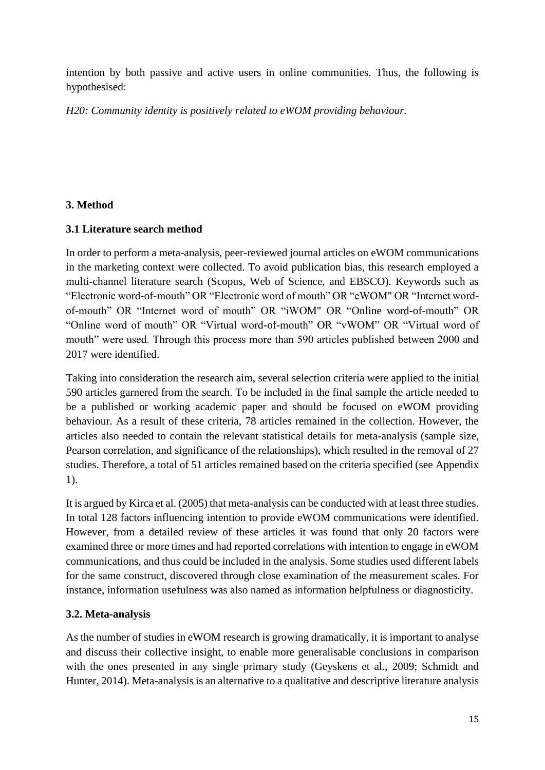intention by both passive and active users in online communities. Thus, the following is hypothesised:

*H20: Community identity is positively related to eWOM providing behaviour.*

## 3. Method

### 3.1 Literature search method

In order to perform a meta-analysis, peer-reviewed journal articles on eWOM communications in the marketing context were collected. To avoid publication bias, this research employed a multi-channel literature search (Scopus, Web of Science, and EBSCO). Keywords such as "Electronic word-of-mouth" OR "Electronic word of mouth" OR "eWOM" OR "Internet word-of-mouth" OR "Internet word of mouth" OR "iWOM" OR "Online word-of-mouth" OR "Online word of mouth" OR "Virtual word-of-mouth" OR "vWOM" OR "Virtual word of mouth" were used. Through this process more than 590 articles published between 2000 and 2017 were identified.

Taking into consideration the research aim, several selection criteria were applied to the initial 590 articles garnered from the search. To be included in the final sample the article needed to be a published or working academic paper and should be focused on eWOM providing behaviour. As a result of these criteria, 78 articles remained in the collection. However, the articles also needed to contain the relevant statistical details for meta-analysis (sample size, Pearson correlation, and significance of the relationships), which resulted in the removal of 27 studies. Therefore, a total of 51 articles remained based on the criteria specified (see Appendix 1).

It is argued by Kirca et al. (2005) that meta-analysis can be conducted with at least three studies. In total 128 factors influencing intention to provide eWOM communications were identified. However, from a detailed review of these articles it was found that only 20 factors were examined three or more times and had reported correlations with intention to engage in eWOM communications, and thus could be included in the analysis. Some studies used different labels for the same construct, discovered through close examination of the measurement scales. For instance, information usefulness was also named as information helpfulness or diagnosticity.

### 3.2. Meta-analysis

As the number of studies in eWOM research is growing dramatically, it is important to analyse and discuss their collective insight, to enable more generalisable conclusions in comparison with the ones presented in any single primary study (Geyskens et al., 2009; Schmidt and Hunter, 2014). Meta-analysis is an alternative to a qualitative and descriptive literature analysis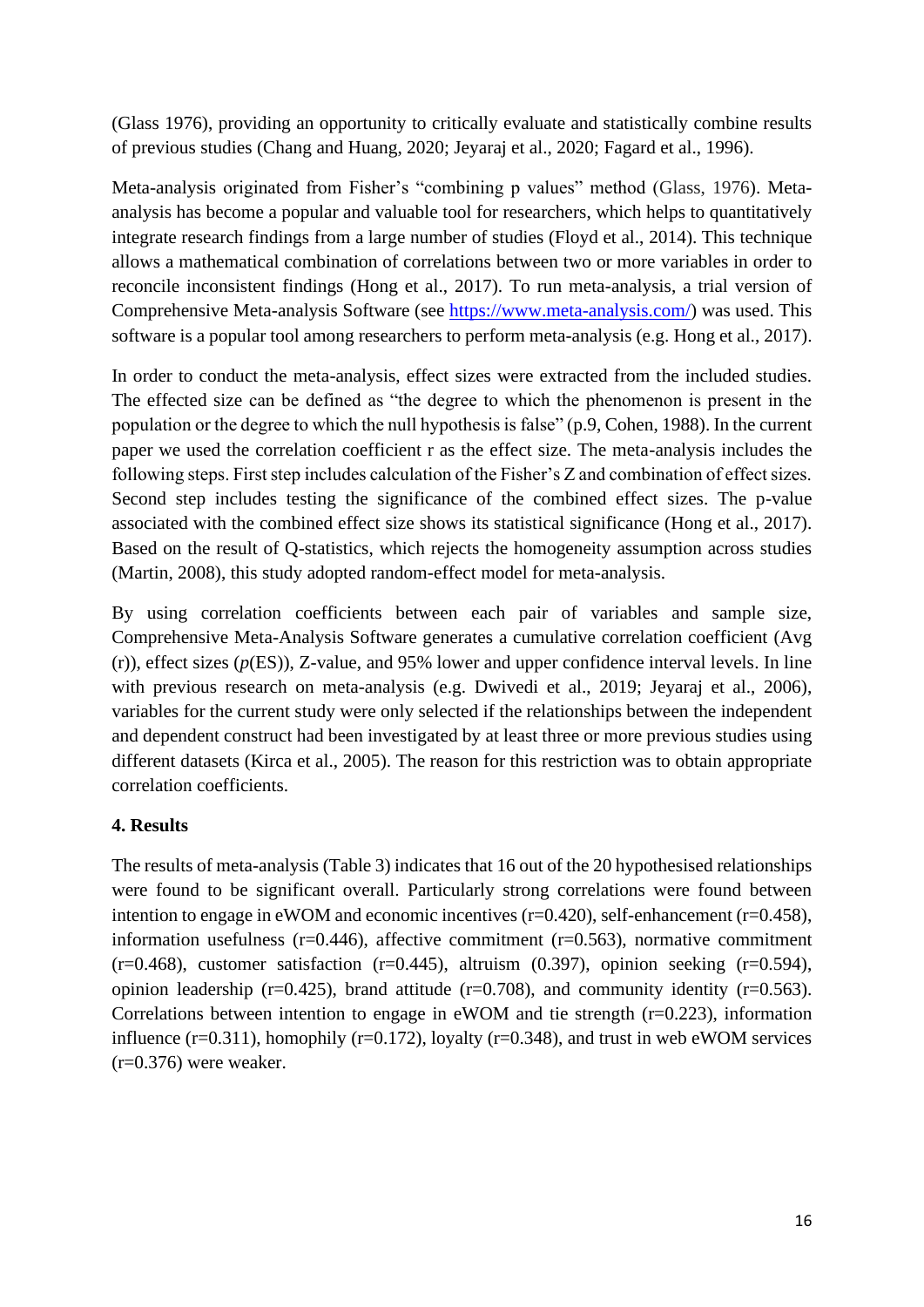(Glass 1976), providing an opportunity to critically evaluate and statistically combine results of previous studies (Chang and Huang, 2020; Jeyaraj et al., 2020; Fagard et al., 1996).

Meta-analysis originated from Fisher's "combining p values" method (Glass, 1976). Meta-analysis has become a popular and valuable tool for researchers, which helps to quantitatively integrate research findings from a large number of studies (Floyd et al., 2014). This technique allows a mathematical combination of correlations between two or more variables in order to reconcile inconsistent findings (Hong et al., 2017). To run meta-analysis, a trial version of Comprehensive Meta-analysis Software (see [https://www.meta-analysis.com/](https://www.meta-analysis.com/)) was used. This software is a popular tool among researchers to perform meta-analysis (e.g. Hong et al., 2017).

In order to conduct the meta-analysis, effect sizes were extracted from the included studies. The effected size can be defined as "the degree to which the phenomenon is present in the population or the degree to which the null hypothesis is false" (p.9, Cohen, 1988). In the current paper we used the correlation coefficient r as the effect size. The meta-analysis includes the following steps. First step includes calculation of the Fisher's Z and combination of effect sizes. Second step includes testing the significance of the combined effect sizes. The p-value associated with the combined effect size shows its statistical significance (Hong et al., 2017). Based on the result of Q-statistics, which rejects the homogeneity assumption across studies (Martin, 2008), this study adopted random-effect model for meta-analysis.

By using correlation coefficients between each pair of variables and sample size, Comprehensive Meta-Analysis Software generates a cumulative correlation coefficient (Avg (r)), effect sizes ($p$(ES)), Z-value, and 95% lower and upper confidence interval levels. In line with previous research on meta-analysis (e.g. Dwivedi et al., 2019; Jeyaraj et al., 2006), variables for the current study were only selected if the relationships between the independent and dependent construct had been investigated by at least three or more previous studies using different datasets (Kirca et al., 2005). The reason for this restriction was to obtain appropriate correlation coefficients.

## 4. Results

The results of meta-analysis (Table 3) indicates that 16 out of the 20 hypothesised relationships were found to be significant overall. Particularly strong correlations were found between intention to engage in eWOM and economic incentives (r=0.420), self-enhancement (r=0.458), information usefulness (r=0.446), affective commitment (r=0.563), normative commitment (r=0.468), customer satisfaction (r=0.445), altruism (0.397), opinion seeking (r=0.594), opinion leadership (r=0.425), brand attitude (r=0.708), and community identity (r=0.563). Correlations between intention to engage in eWOM and tie strength (r=0.223), information influence (r=0.311), homophily (r=0.172), loyalty (r=0.348), and trust in web eWOM services (r=0.376) were weaker.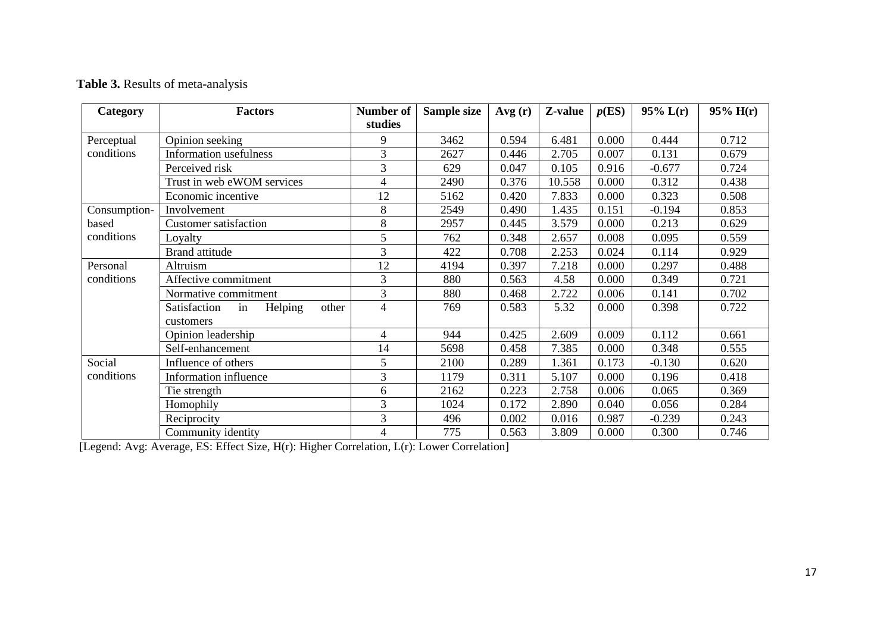**Table 3.** Results of meta-analysis

| Category | Factors | Number of studies | Sample size | Avg (r) | Z-value | *p*(ES) | 95% L(r) | 95% H(r) |
|---|---|---|---|---|---|---|---|---|
| Perceptual conditions | Opinion seeking | 9 | 3462 | 0.594 | 6.481 | 0.000 | 0.444 | 0.712 |
| | Information usefulness | 3 | 2627 | 0.446 | 2.705 | 0.007 | 0.131 | 0.679 |
| | Perceived risk | 3 | 629 | 0.047 | 0.105 | 0.916 | -0.677 | 0.724 |
| | Trust in web eWOM services | 4 | 2490 | 0.376 | 10.558 | 0.000 | 0.312 | 0.438 |
| | Economic incentive | 12 | 5162 | 0.420 | 7.833 | 0.000 | 0.323 | 0.508 |
| Consumption-based conditions | Involvement | 8 | 2549 | 0.490 | 1.435 | 0.151 | -0.194 | 0.853 |
| | Customer satisfaction | 8 | 2957 | 0.445 | 3.579 | 0.000 | 0.213 | 0.629 |
| | Loyalty | 5 | 762 | 0.348 | 2.657 | 0.008 | 0.095 | 0.559 |
| | Brand attitude | 3 | 422 | 0.708 | 2.253 | 0.024 | 0.114 | 0.929 |
| Personal conditions | Altruism | 12 | 4194 | 0.397 | 7.218 | 0.000 | 0.297 | 0.488 |
| | Affective commitment | 3 | 880 | 0.563 | 4.58 | 0.000 | 0.349 | 0.721 |
| | Normative commitment | 3 | 880 | 0.468 | 2.722 | 0.006 | 0.141 | 0.702 |
| | Satisfaction in Helping other customers | 4 | 769 | 0.583 | 5.32 | 0.000 | 0.398 | 0.722 |
| | Opinion leadership | 4 | 944 | 0.425 | 2.609 | 0.009 | 0.112 | 0.661 |
| | Self-enhancement | 14 | 5698 | 0.458 | 7.385 | 0.000 | 0.348 | 0.555 |
| Social conditions | Influence of others | 5 | 2100 | 0.289 | 1.361 | 0.173 | -0.130 | 0.620 |
| | Information influence | 3 | 1179 | 0.311 | 5.107 | 0.000 | 0.196 | 0.418 |
| | Tie strength | 6 | 2162 | 0.223 | 2.758 | 0.006 | 0.065 | 0.369 |
| | Homophily | 3 | 1024 | 0.172 | 2.890 | 0.040 | 0.056 | 0.284 |
| | Reciprocity | 3 | 496 | 0.002 | 0.016 | 0.987 | -0.239 | 0.243 |
| | Community identity | 4 | 775 | 0.563 | 3.809 | 0.000 | 0.300 | 0.746 |

[Legend: Avg: Average, ES: Effect Size, H(r): Higher Correlation, L(r): Lower Correlation]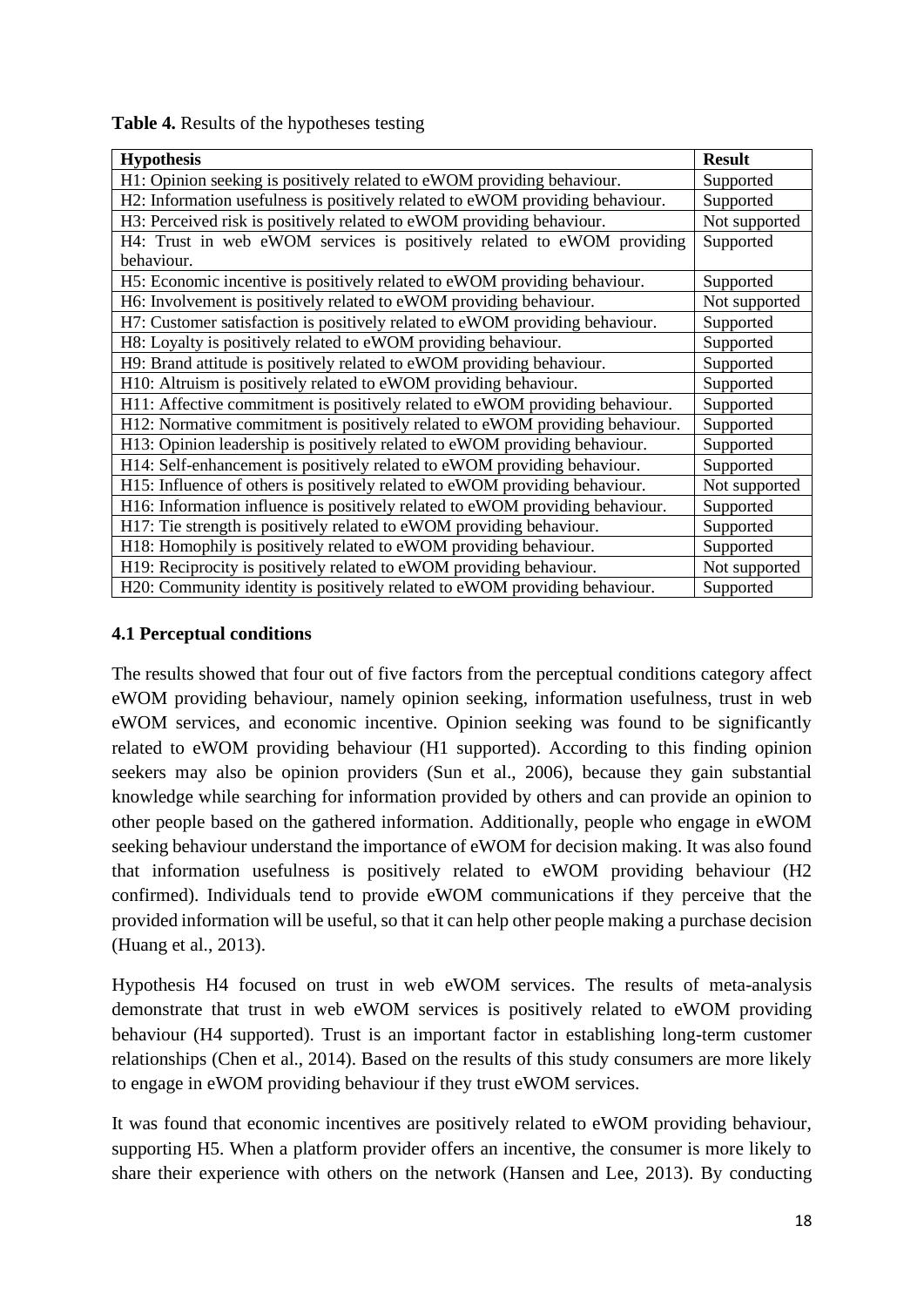**Table 4.** Results of the hypotheses testing

| Hypothesis | Result |
|---|---|
| H1: Opinion seeking is positively related to eWOM providing behaviour. | Supported |
| H2: Information usefulness is positively related to eWOM providing behaviour. | Supported |
| H3: Perceived risk is positively related to eWOM providing behaviour. | Not supported |
| H4: Trust in web eWOM services is positively related to eWOM providing behaviour. | Supported |
| H5: Economic incentive is positively related to eWOM providing behaviour. | Supported |
| H6: Involvement is positively related to eWOM providing behaviour. | Not supported |
| H7: Customer satisfaction is positively related to eWOM providing behaviour. | Supported |
| H8: Loyalty is positively related to eWOM providing behaviour. | Supported |
| H9: Brand attitude is positively related to eWOM providing behaviour. | Supported |
| H10: Altruism is positively related to eWOM providing behaviour. | Supported |
| H11: Affective commitment is positively related to eWOM providing behaviour. | Supported |
| H12: Normative commitment is positively related to eWOM providing behaviour. | Supported |
| H13: Opinion leadership is positively related to eWOM providing behaviour. | Supported |
| H14: Self-enhancement is positively related to eWOM providing behaviour. | Supported |
| H15: Influence of others is positively related to eWOM providing behaviour. | Not supported |
| H16: Information influence is positively related to eWOM providing behaviour. | Supported |
| H17: Tie strength is positively related to eWOM providing behaviour. | Supported |
| H18: Homophily is positively related to eWOM providing behaviour. | Supported |
| H19: Reciprocity is positively related to eWOM providing behaviour. | Not supported |
| H20: Community identity is positively related to eWOM providing behaviour. | Supported |

### 4.1 Perceptual conditions

The results showed that four out of five factors from the perceptual conditions category affect eWOM providing behaviour, namely opinion seeking, information usefulness, trust in web eWOM services, and economic incentive. Opinion seeking was found to be significantly related to eWOM providing behaviour (H1 supported). According to this finding opinion seekers may also be opinion providers (Sun et al., 2006), because they gain substantial knowledge while searching for information provided by others and can provide an opinion to other people based on the gathered information. Additionally, people who engage in eWOM seeking behaviour understand the importance of eWOM for decision making. It was also found that information usefulness is positively related to eWOM providing behaviour (H2 confirmed). Individuals tend to provide eWOM communications if they perceive that the provided information will be useful, so that it can help other people making a purchase decision (Huang et al., 2013).

Hypothesis H4 focused on trust in web eWOM services. The results of meta-analysis demonstrate that trust in web eWOM services is positively related to eWOM providing behaviour (H4 supported). Trust is an important factor in establishing long-term customer relationships (Chen et al., 2014). Based on the results of this study consumers are more likely to engage in eWOM providing behaviour if they trust eWOM services.

It was found that economic incentives are positively related to eWOM providing behaviour, supporting H5. When a platform provider offers an incentive, the consumer is more likely to share their experience with others on the network (Hansen and Lee, 2013). By conducting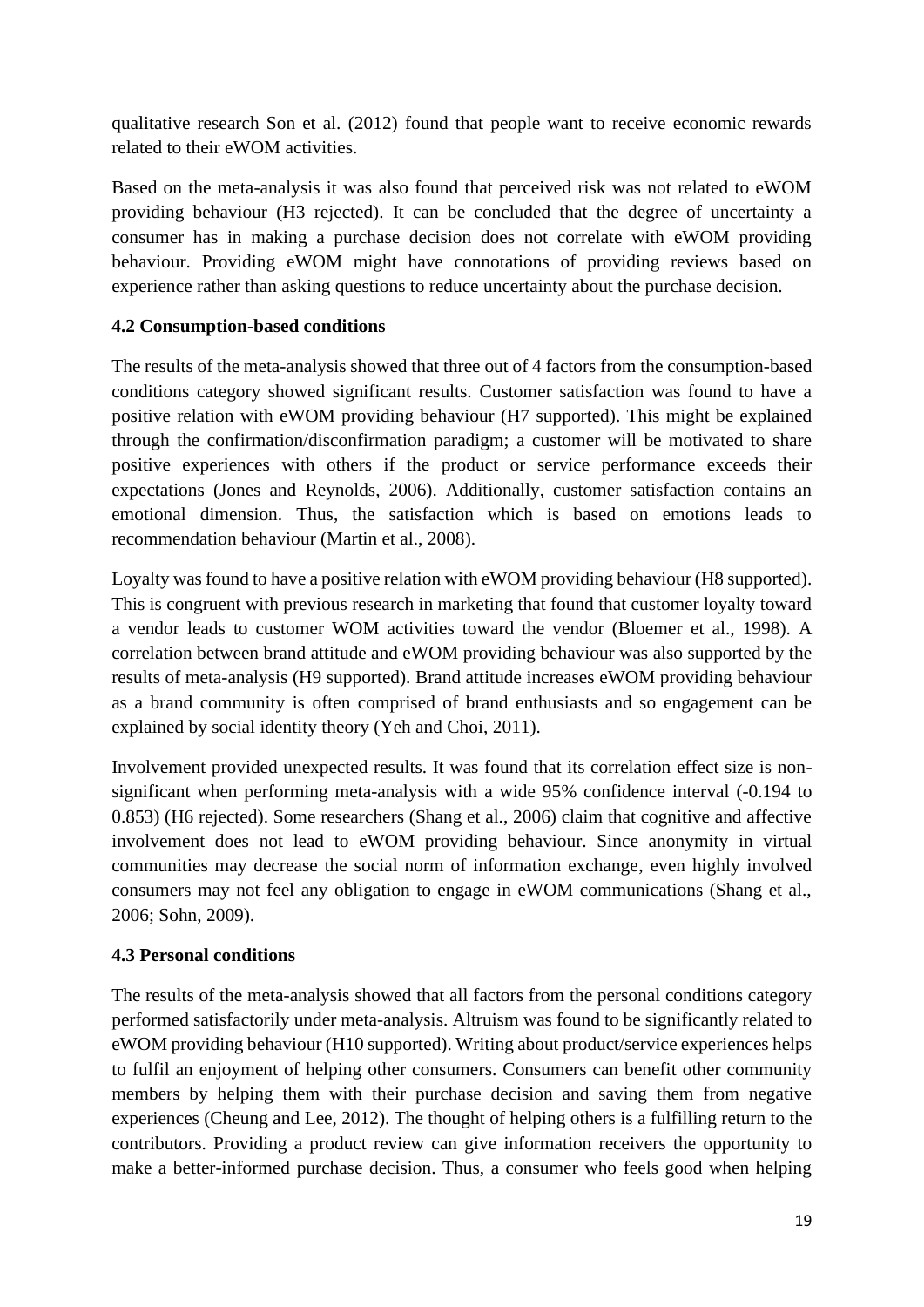qualitative research Son et al. (2012) found that people want to receive economic rewards related to their eWOM activities.

Based on the meta-analysis it was also found that perceived risk was not related to eWOM providing behaviour (H3 rejected). It can be concluded that the degree of uncertainty a consumer has in making a purchase decision does not correlate with eWOM providing behaviour. Providing eWOM might have connotations of providing reviews based on experience rather than asking questions to reduce uncertainty about the purchase decision.

### 4.2 Consumption-based conditions

The results of the meta-analysis showed that three out of 4 factors from the consumption-based conditions category showed significant results. Customer satisfaction was found to have a positive relation with eWOM providing behaviour (H7 supported). This might be explained through the confirmation/disconfirmation paradigm; a customer will be motivated to share positive experiences with others if the product or service performance exceeds their expectations (Jones and Reynolds, 2006). Additionally, customer satisfaction contains an emotional dimension. Thus, the satisfaction which is based on emotions leads to recommendation behaviour (Martin et al., 2008).

Loyalty was found to have a positive relation with eWOM providing behaviour (H8 supported). This is congruent with previous research in marketing that found that customer loyalty toward a vendor leads to customer WOM activities toward the vendor (Bloemer et al., 1998). A correlation between brand attitude and eWOM providing behaviour was also supported by the results of meta-analysis (H9 supported). Brand attitude increases eWOM providing behaviour as a brand community is often comprised of brand enthusiasts and so engagement can be explained by social identity theory (Yeh and Choi, 2011).

Involvement provided unexpected results. It was found that its correlation effect size is non-significant when performing meta-analysis with a wide 95% confidence interval (-0.194 to 0.853) (H6 rejected). Some researchers (Shang et al., 2006) claim that cognitive and affective involvement does not lead to eWOM providing behaviour. Since anonymity in virtual communities may decrease the social norm of information exchange, even highly involved consumers may not feel any obligation to engage in eWOM communications (Shang et al., 2006; Sohn, 2009).

### 4.3 Personal conditions

The results of the meta-analysis showed that all factors from the personal conditions category performed satisfactorily under meta-analysis. Altruism was found to be significantly related to eWOM providing behaviour (H10 supported). Writing about product/service experiences helps to fulfil an enjoyment of helping other consumers. Consumers can benefit other community members by helping them with their purchase decision and saving them from negative experiences (Cheung and Lee, 2012). The thought of helping others is a fulfilling return to the contributors. Providing a product review can give information receivers the opportunity to make a better-informed purchase decision. Thus, a consumer who feels good when helping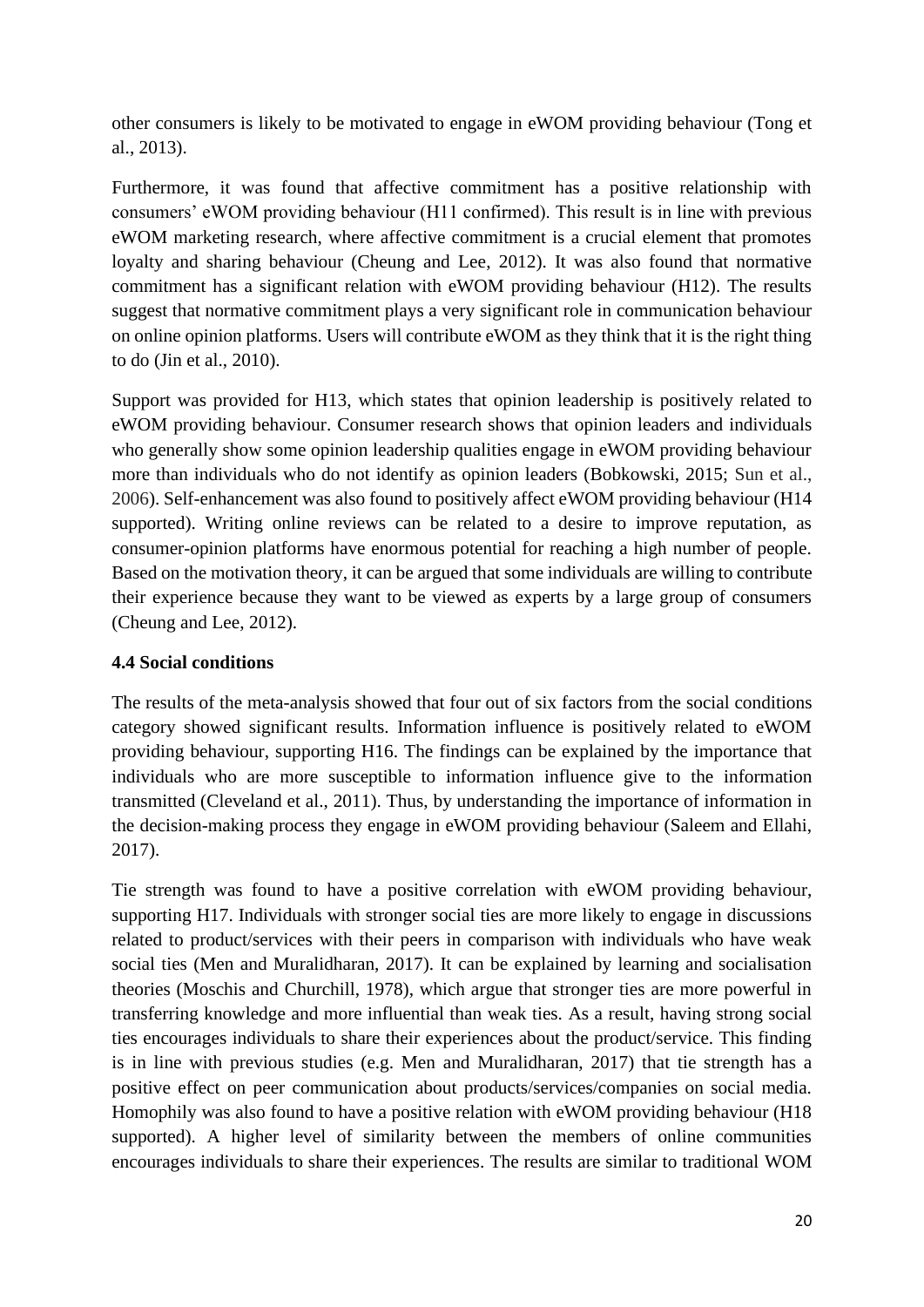other consumers is likely to be motivated to engage in eWOM providing behaviour (Tong et al., 2013).

Furthermore, it was found that affective commitment has a positive relationship with consumers' eWOM providing behaviour (H11 confirmed). This result is in line with previous eWOM marketing research, where affective commitment is a crucial element that promotes loyalty and sharing behaviour (Cheung and Lee, 2012). It was also found that normative commitment has a significant relation with eWOM providing behaviour (H12). The results suggest that normative commitment plays a very significant role in communication behaviour on online opinion platforms. Users will contribute eWOM as they think that it is the right thing to do (Jin et al., 2010).

Support was provided for H13, which states that opinion leadership is positively related to eWOM providing behaviour. Consumer research shows that opinion leaders and individuals who generally show some opinion leadership qualities engage in eWOM providing behaviour more than individuals who do not identify as opinion leaders (Bobkowski, 2015; Sun et al., 2006). Self-enhancement was also found to positively affect eWOM providing behaviour (H14 supported). Writing online reviews can be related to a desire to improve reputation, as consumer-opinion platforms have enormous potential for reaching a high number of people. Based on the motivation theory, it can be argued that some individuals are willing to contribute their experience because they want to be viewed as experts by a large group of consumers (Cheung and Lee, 2012).

### 4.4 Social conditions

The results of the meta-analysis showed that four out of six factors from the social conditions category showed significant results. Information influence is positively related to eWOM providing behaviour, supporting H16. The findings can be explained by the importance that individuals who are more susceptible to information influence give to the information transmitted (Cleveland et al., 2011). Thus, by understanding the importance of information in the decision-making process they engage in eWOM providing behaviour (Saleem and Ellahi, 2017).

Tie strength was found to have a positive correlation with eWOM providing behaviour, supporting H17. Individuals with stronger social ties are more likely to engage in discussions related to product/services with their peers in comparison with individuals who have weak social ties (Men and Muralidharan, 2017). It can be explained by learning and socialisation theories (Moschis and Churchill, 1978), which argue that stronger ties are more powerful in transferring knowledge and more influential than weak ties. As a result, having strong social ties encourages individuals to share their experiences about the product/service. This finding is in line with previous studies (e.g. Men and Muralidharan, 2017) that tie strength has a positive effect on peer communication about products/services/companies on social media. Homophily was also found to have a positive relation with eWOM providing behaviour (H18 supported). A higher level of similarity between the members of online communities encourages individuals to share their experiences. The results are similar to traditional WOM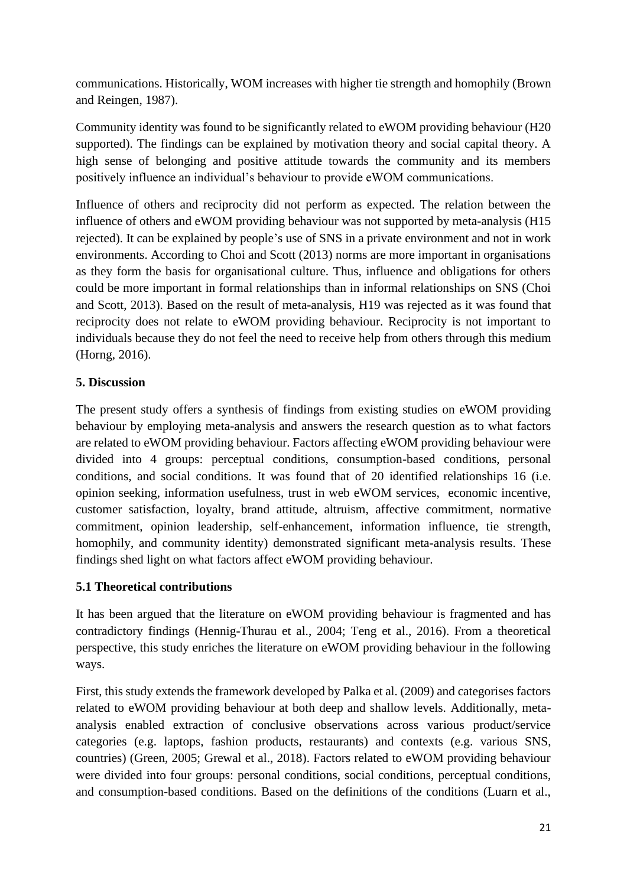communications. Historically, WOM increases with higher tie strength and homophily (Brown and Reingen, 1987).

Community identity was found to be significantly related to eWOM providing behaviour (H20 supported). The findings can be explained by motivation theory and social capital theory. A high sense of belonging and positive attitude towards the community and its members positively influence an individual's behaviour to provide eWOM communications.

Influence of others and reciprocity did not perform as expected. The relation between the influence of others and eWOM providing behaviour was not supported by meta-analysis (H15 rejected). It can be explained by people's use of SNS in a private environment and not in work environments. According to Choi and Scott (2013) norms are more important in organisations as they form the basis for organisational culture. Thus, influence and obligations for others could be more important in formal relationships than in informal relationships on SNS (Choi and Scott, 2013). Based on the result of meta-analysis, H19 was rejected as it was found that reciprocity does not relate to eWOM providing behaviour. Reciprocity is not important to individuals because they do not feel the need to receive help from others through this medium (Horng, 2016).

## 5. Discussion

The present study offers a synthesis of findings from existing studies on eWOM providing behaviour by employing meta-analysis and answers the research question as to what factors are related to eWOM providing behaviour. Factors affecting eWOM providing behaviour were divided into 4 groups: perceptual conditions, consumption-based conditions, personal conditions, and social conditions. It was found that of 20 identified relationships 16 (i.e. opinion seeking, information usefulness, trust in web eWOM services, economic incentive, customer satisfaction, loyalty, brand attitude, altruism, affective commitment, normative commitment, opinion leadership, self-enhancement, information influence, tie strength, homophily, and community identity) demonstrated significant meta-analysis results. These findings shed light on what factors affect eWOM providing behaviour.

### 5.1 Theoretical contributions

It has been argued that the literature on eWOM providing behaviour is fragmented and has contradictory findings (Hennig-Thurau et al., 2004; Teng et al., 2016). From a theoretical perspective, this study enriches the literature on eWOM providing behaviour in the following ways.

First, this study extends the framework developed by Palka et al. (2009) and categorises factors related to eWOM providing behaviour at both deep and shallow levels. Additionally, meta-analysis enabled extraction of conclusive observations across various product/service categories (e.g. laptops, fashion products, restaurants) and contexts (e.g. various SNS, countries) (Green, 2005; Grewal et al., 2018). Factors related to eWOM providing behaviour were divided into four groups: personal conditions, social conditions, perceptual conditions, and consumption-based conditions. Based on the definitions of the conditions (Luarn et al.,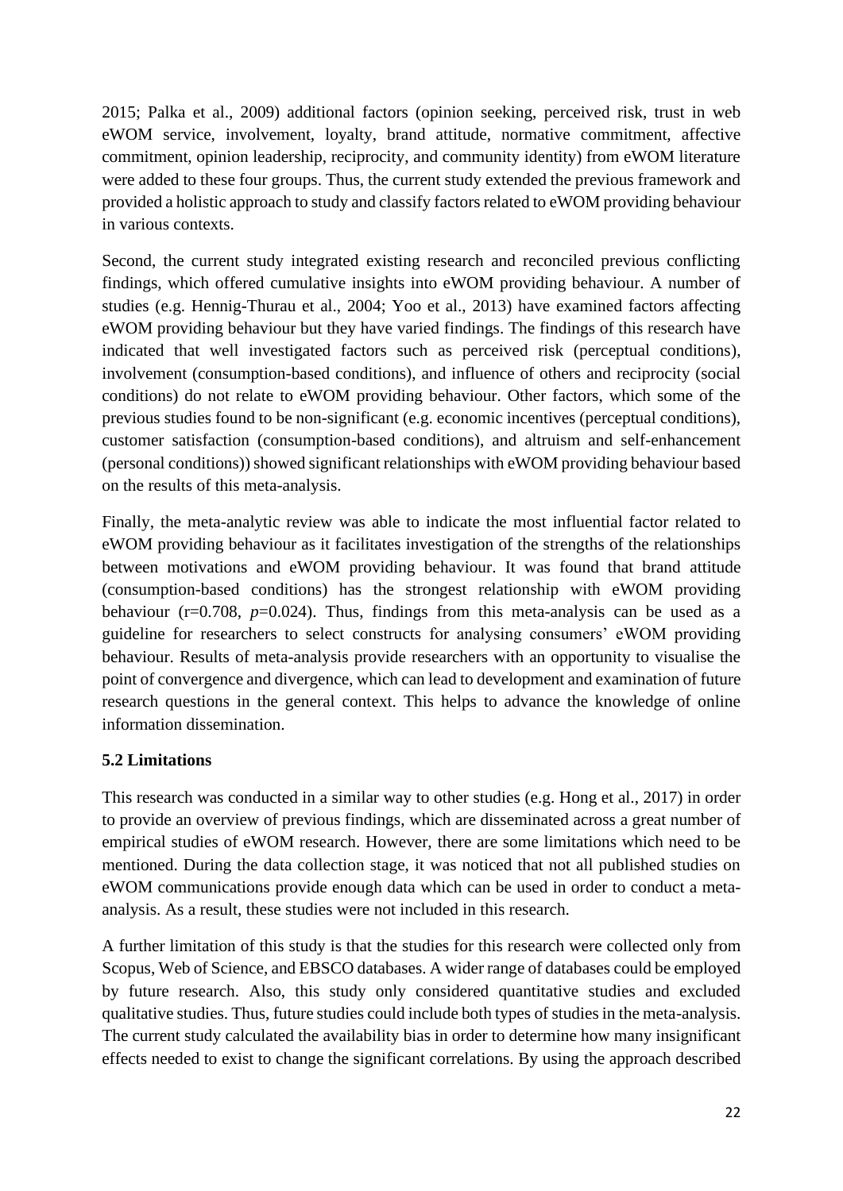2015; Palka et al., 2009) additional factors (opinion seeking, perceived risk, trust in web eWOM service, involvement, loyalty, brand attitude, normative commitment, affective commitment, opinion leadership, reciprocity, and community identity) from eWOM literature were added to these four groups. Thus, the current study extended the previous framework and provided a holistic approach to study and classify factors related to eWOM providing behaviour in various contexts.

Second, the current study integrated existing research and reconciled previous conflicting findings, which offered cumulative insights into eWOM providing behaviour. A number of studies (e.g. Hennig-Thurau et al., 2004; Yoo et al., 2013) have examined factors affecting eWOM providing behaviour but they have varied findings. The findings of this research have indicated that well investigated factors such as perceived risk (perceptual conditions), involvement (consumption-based conditions), and influence of others and reciprocity (social conditions) do not relate to eWOM providing behaviour. Other factors, which some of the previous studies found to be non-significant (e.g. economic incentives (perceptual conditions), customer satisfaction (consumption-based conditions), and altruism and self-enhancement (personal conditions)) showed significant relationships with eWOM providing behaviour based on the results of this meta-analysis.

Finally, the meta-analytic review was able to indicate the most influential factor related to eWOM providing behaviour as it facilitates investigation of the strengths of the relationships between motivations and eWOM providing behaviour. It was found that brand attitude (consumption-based conditions) has the strongest relationship with eWOM providing behaviour ($r=0.708$, $p=0.024$). Thus, findings from this meta-analysis can be used as a guideline for researchers to select constructs for analysing consumers' eWOM providing behaviour. Results of meta-analysis provide researchers with an opportunity to visualise the point of convergence and divergence, which can lead to development and examination of future research questions in the general context. This helps to advance the knowledge of online information dissemination.

### 5.2 Limitations

This research was conducted in a similar way to other studies (e.g. Hong et al., 2017) in order to provide an overview of previous findings, which are disseminated across a great number of empirical studies of eWOM research. However, there are some limitations which need to be mentioned. During the data collection stage, it was noticed that not all published studies on eWOM communications provide enough data which can be used in order to conduct a meta-analysis. As a result, these studies were not included in this research.

A further limitation of this study is that the studies for this research were collected only from Scopus, Web of Science, and EBSCO databases. A wider range of databases could be employed by future research. Also, this study only considered quantitative studies and excluded qualitative studies. Thus, future studies could include both types of studies in the meta-analysis. The current study calculated the availability bias in order to determine how many insignificant effects needed to exist to change the significant correlations. By using the approach described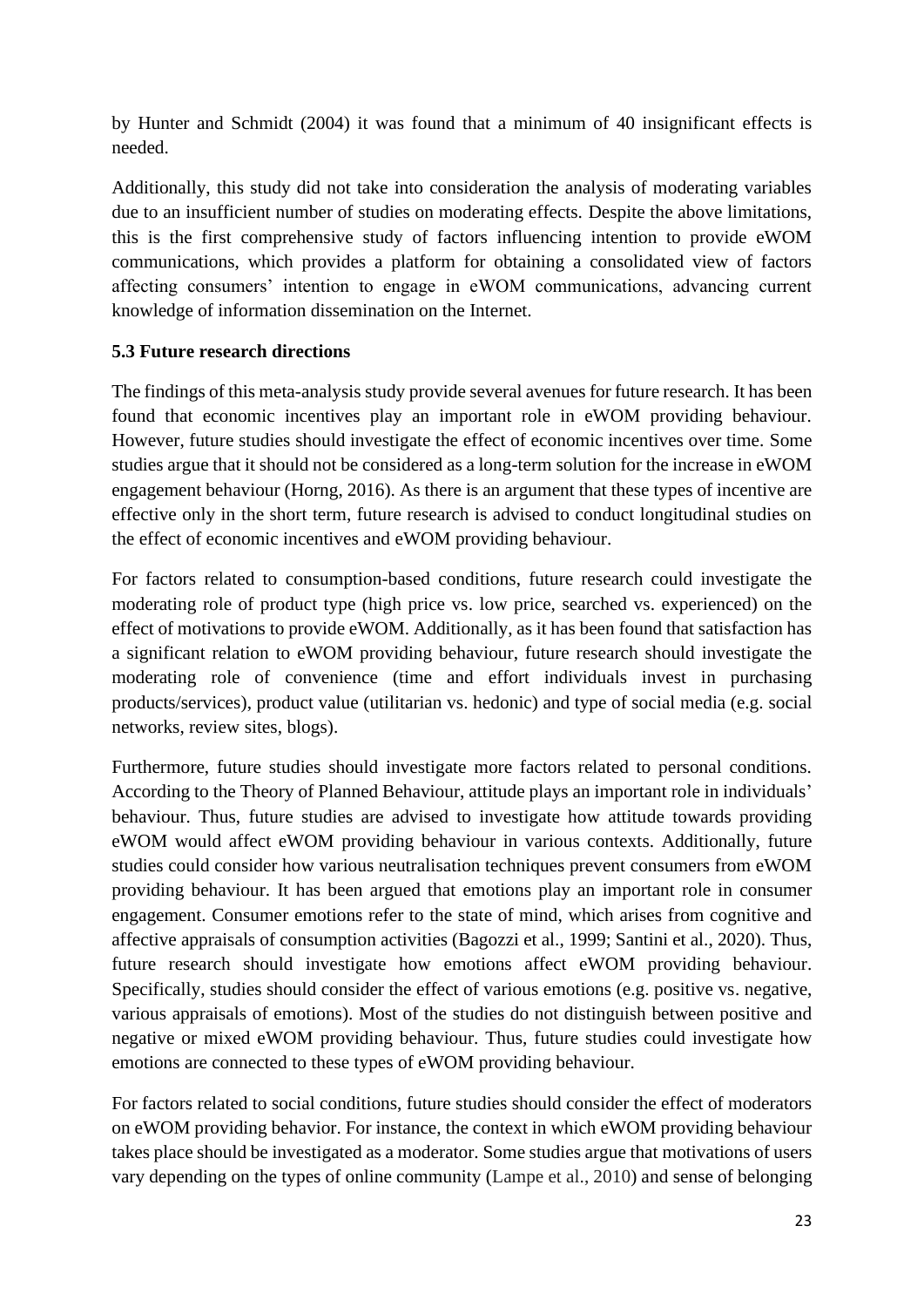by Hunter and Schmidt (2004) it was found that a minimum of 40 insignificant effects is needed.

Additionally, this study did not take into consideration the analysis of moderating variables due to an insufficient number of studies on moderating effects. Despite the above limitations, this is the first comprehensive study of factors influencing intention to provide eWOM communications, which provides a platform for obtaining a consolidated view of factors affecting consumers' intention to engage in eWOM communications, advancing current knowledge of information dissemination on the Internet.

### 5.3 Future research directions

The findings of this meta-analysis study provide several avenues for future research. It has been found that economic incentives play an important role in eWOM providing behaviour. However, future studies should investigate the effect of economic incentives over time. Some studies argue that it should not be considered as a long-term solution for the increase in eWOM engagement behaviour (Horng, 2016). As there is an argument that these types of incentive are effective only in the short term, future research is advised to conduct longitudinal studies on the effect of economic incentives and eWOM providing behaviour.

For factors related to consumption-based conditions, future research could investigate the moderating role of product type (high price vs. low price, searched vs. experienced) on the effect of motivations to provide eWOM. Additionally, as it has been found that satisfaction has a significant relation to eWOM providing behaviour, future research should investigate the moderating role of convenience (time and effort individuals invest in purchasing products/services), product value (utilitarian vs. hedonic) and type of social media (e.g. social networks, review sites, blogs).

Furthermore, future studies should investigate more factors related to personal conditions. According to the Theory of Planned Behaviour, attitude plays an important role in individuals' behaviour. Thus, future studies are advised to investigate how attitude towards providing eWOM would affect eWOM providing behaviour in various contexts. Additionally, future studies could consider how various neutralisation techniques prevent consumers from eWOM providing behaviour. It has been argued that emotions play an important role in consumer engagement. Consumer emotions refer to the state of mind, which arises from cognitive and affective appraisals of consumption activities (Bagozzi et al., 1999; Santini et al., 2020). Thus, future research should investigate how emotions affect eWOM providing behaviour. Specifically, studies should consider the effect of various emotions (e.g. positive vs. negative, various appraisals of emotions). Most of the studies do not distinguish between positive and negative or mixed eWOM providing behaviour. Thus, future studies could investigate how emotions are connected to these types of eWOM providing behaviour.

For factors related to social conditions, future studies should consider the effect of moderators on eWOM providing behavior. For instance, the context in which eWOM providing behaviour takes place should be investigated as a moderator. Some studies argue that motivations of users vary depending on the types of online community (Lampe et al., 2010) and sense of belonging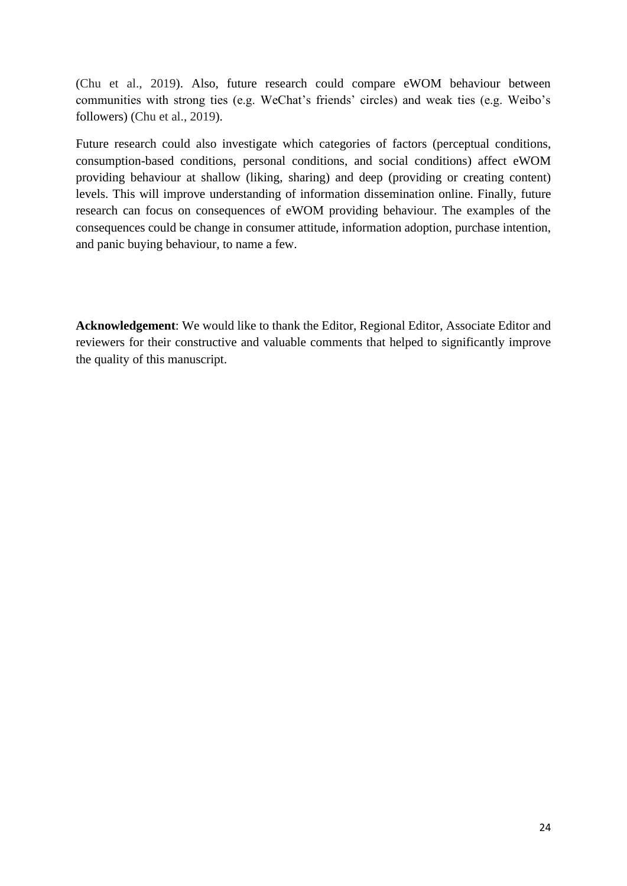(Chu et al., 2019). Also, future research could compare eWOM behaviour between communities with strong ties (e.g. WeChat's friends' circles) and weak ties (e.g. Weibo's followers) (Chu et al., 2019).

Future research could also investigate which categories of factors (perceptual conditions, consumption-based conditions, personal conditions, and social conditions) affect eWOM providing behaviour at shallow (liking, sharing) and deep (providing or creating content) levels. This will improve understanding of information dissemination online. Finally, future research can focus on consequences of eWOM providing behaviour. The examples of the consequences could be change in consumer attitude, information adoption, purchase intention, and panic buying behaviour, to name a few.

**Acknowledgement**: We would like to thank the Editor, Regional Editor, Associate Editor and reviewers for their constructive and valuable comments that helped to significantly improve the quality of this manuscript.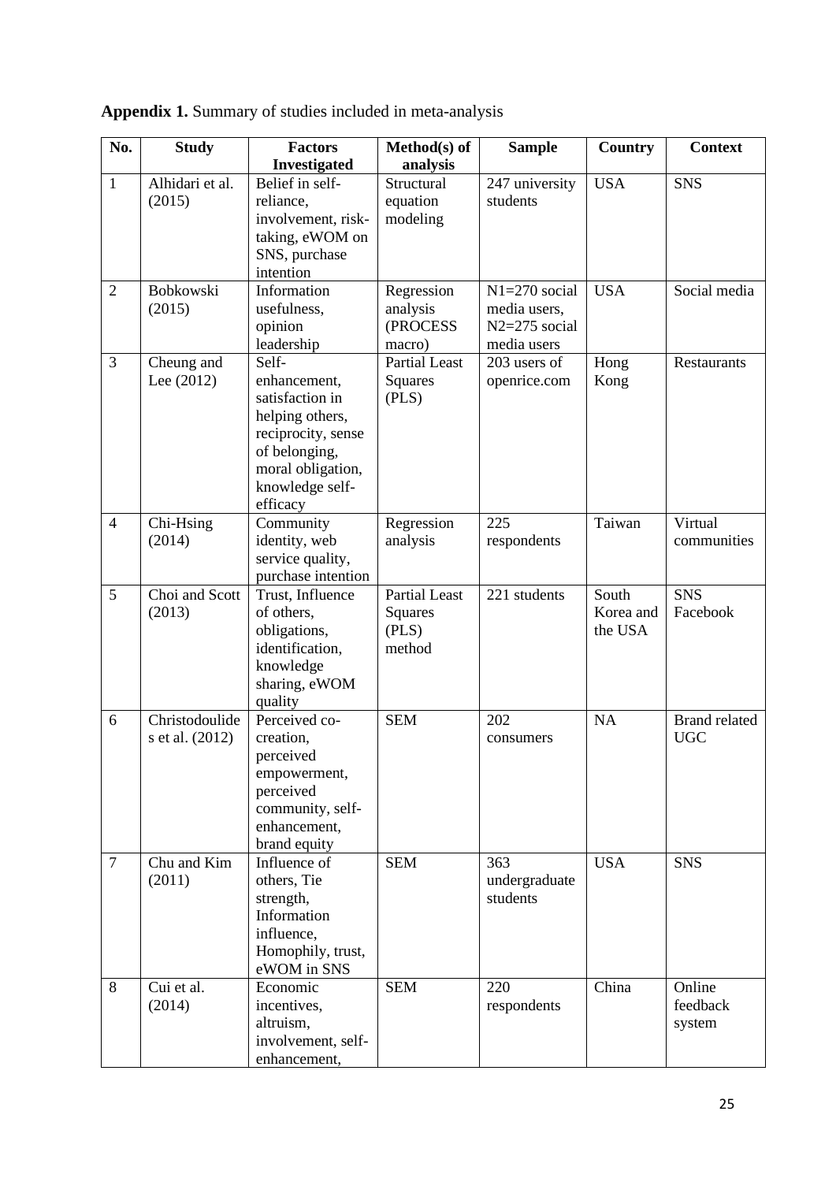**Appendix 1.** Summary of studies included in meta-analysis

| No. | Study | Factors Investigated | Method(s) of analysis | Sample | Country | Context |
|---|---|---|---|---|---|---|
| 1 | Alhidari et al. (2015) | Belief in self-reliance, involvement, risk-taking, eWOM on SNS, purchase intention | Structural equation modeling | 247 university students | USA | SNS |
| 2 | Bobkowski (2015) | Information usefulness, opinion leadership | Regression analysis (PROCESS macro) | N1=270 social media users, N2=275 social media users | USA | Social media |
| 3 | Cheung and Lee (2012) | Self-enhancement, satisfaction in helping others, reciprocity, sense of belonging, moral obligation, knowledge self-efficacy | Partial Least Squares (PLS) | 203 users of openrice.com | Hong Kong | Restaurants |
| 4 | Chi-Hsing (2014) | Community identity, web service quality, purchase intention | Regression analysis | 225 respondents | Taiwan | Virtual communities |
| 5 | Choi and Scott (2013) | Trust, Influence of others, obligations, identification, knowledge sharing, eWOM quality | Partial Least Squares (PLS) method | 221 students | South Korea and the USA | SNS Facebook |
| 6 | Christodoulides et al. (2012) | Perceived co-creation, perceived empowerment, perceived community, self-enhancement, brand equity | SEM | 202 consumers | NA | Brand related UGC |
| 7 | Chu and Kim (2011) | Influence of others, Tie strength, Information influence, Homophily, trust, eWOM in SNS | SEM | 363 undergraduate students | USA | SNS |
| 8 | Cui et al. (2014) | Economic incentives, altruism, involvement, self-enhancement, | SEM | 220 respondents | China | Online feedback system |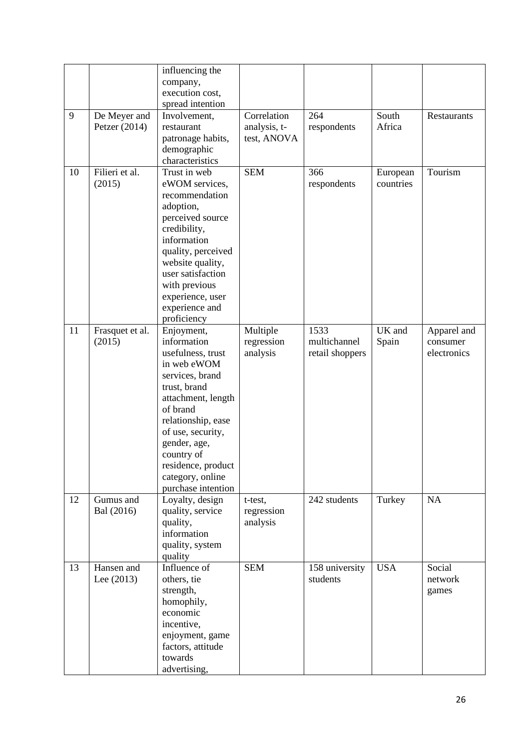| | | influencing the company, execution cost, spread intention | | | | |
|---|---|---|---|---|---|---|
| 9 | De Meyer and Petzer (2014) | Involvement, restaurant patronage habits, demographic characteristics | Correlation analysis, t-test, ANOVA | 264 respondents | South Africa | Restaurants |
| 10 | Filieri et al. (2015) | Trust in web eWOM services, recommendation adoption, perceived source credibility, information quality, perceived website quality, user satisfaction with previous experience, user experience and proficiency | SEM | 366 respondents | European countries | Tourism |
| 11 | Frasquet et al. (2015) | Enjoyment, information usefulness, trust in web eWOM services, brand trust, brand attachment, length of brand relationship, ease of use, security, gender, age, country of residence, product category, online purchase intention | Multiple regression analysis | 1533 multichannel retail shoppers | UK and Spain | Apparel and consumer electronics |
| 12 | Gumus and Bal (2016) | Loyalty, design quality, service quality, information quality, system quality | t-test, regression analysis | 242 students | Turkey | NA |
| 13 | Hansen and Lee (2013) | Influence of others, tie strength, homophily, economic incentive, enjoyment, game factors, attitude towards advertising, | SEM | 158 university students | USA | Social network games |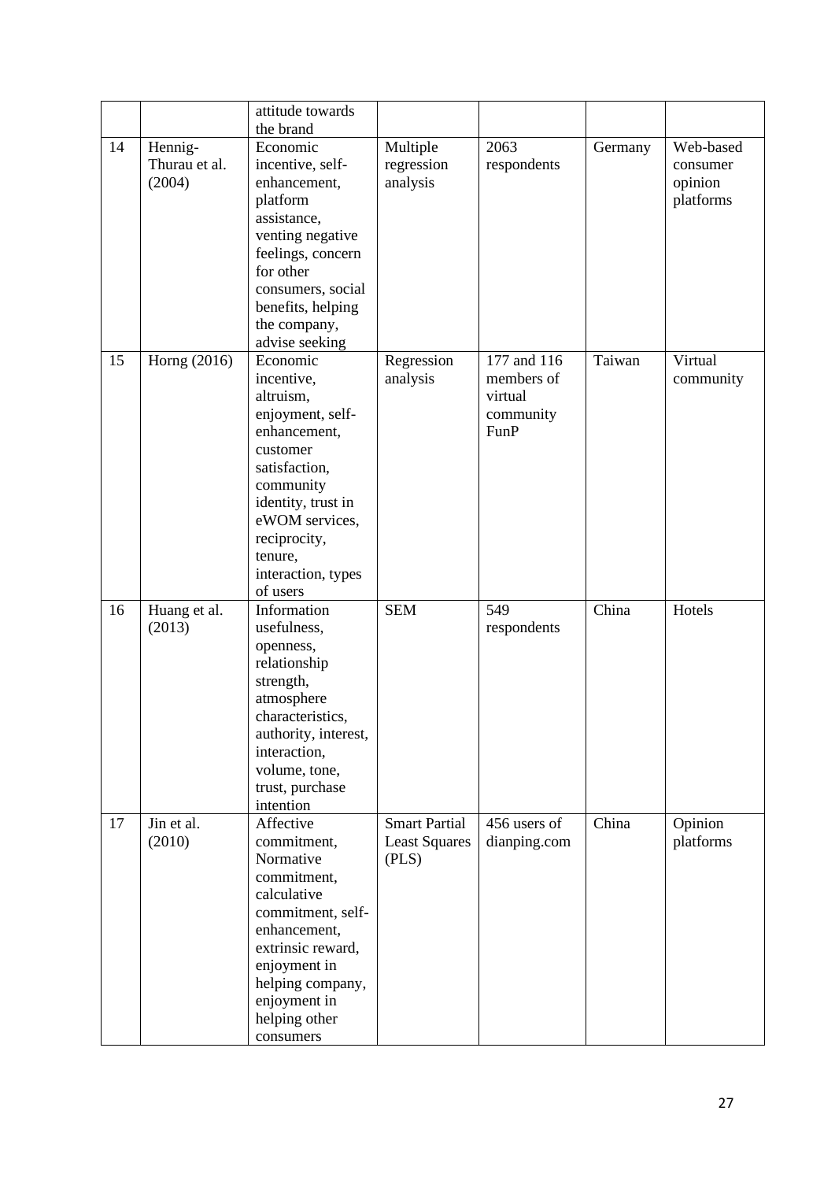|  |  | attitude towards the brand |  |  |  |  |
|---|---|---|---|---|---|---|
| 14 | Hennig-Thurau et al. (2004) | Economic incentive, self-enhancement, platform assistance, venting negative feelings, concern for other consumers, social benefits, helping the company, advise seeking | Multiple regression analysis | 2063 respondents | Germany | Web-based consumer opinion platforms |
| 15 | Horng (2016) | Economic incentive, altruism, enjoyment, self-enhancement, customer satisfaction, community identity, trust in eWOM services, reciprocity, tenure, interaction, types of users | Regression analysis | 177 and 116 members of virtual community FunP | Taiwan | Virtual community |
| 16 | Huang et al. (2013) | Information usefulness, openness, relationship strength, atmosphere characteristics, authority, interest, interaction, volume, tone, trust, purchase intention | SEM | 549 respondents | China | Hotels |
| 17 | Jin et al. (2010) | Affective commitment, Normative commitment, calculative commitment, self-enhancement, extrinsic reward, enjoyment in helping company, enjoyment in helping other consumers | Smart Partial Least Squares (PLS) | 456 users of dianping.com | China | Opinion platforms |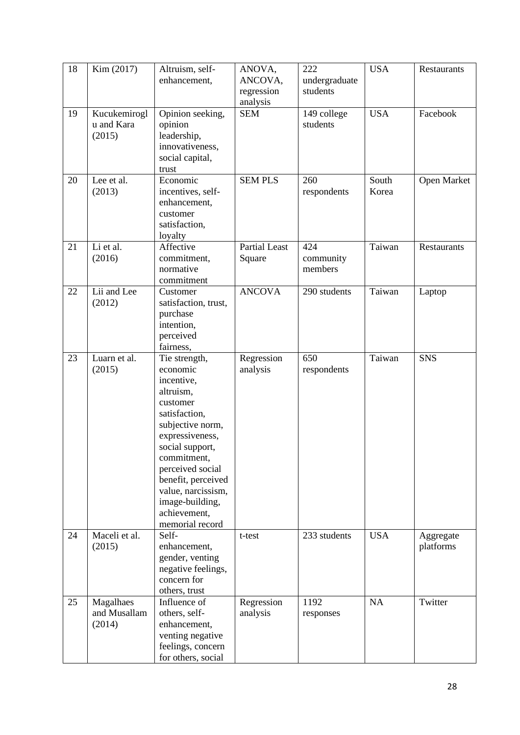| 18 | Kim (2017) | Altruism, self-enhancement, | ANOVA, ANCOVA, regression analysis | 222 undergraduate students | USA | Restaurants |
|---|---|---|---|---|---|---|
| 19 | Kucukemiroglu and Kara (2015) | Opinion seeking, opinion leadership, innovativeness, social capital, trust | SEM | 149 college students | USA | Facebook |
| 20 | Lee et al. (2013) | Economic incentives, self-enhancement, customer satisfaction, loyalty | SEM PLS | 260 respondents | South Korea | Open Market |
| 21 | Li et al. (2016) | Affective commitment, normative commitment | Partial Least Square | 424 community members | Taiwan | Restaurants |
| 22 | Lii and Lee (2012) | Customer satisfaction, trust, purchase intention, perceived fairness, | ANCOVA | 290 students | Taiwan | Laptop |
| 23 | Luarn et al. (2015) | Tie strength, economic incentive, altruism, customer satisfaction, subjective norm, expressiveness, social support, commitment, perceived social benefit, perceived value, narcissism, image-building, achievement, memorial record | Regression analysis | 650 respondents | Taiwan | SNS |
| 24 | Maceli et al. (2015) | Self-enhancement, gender, venting negative feelings, concern for others, trust | t-test | 233 students | USA | Aggregate platforms |
| 25 | Magalhaes and Musallam (2014) | Influence of others, self-enhancement, venting negative feelings, concern for others, social | Regression analysis | 1192 responses | NA | Twitter |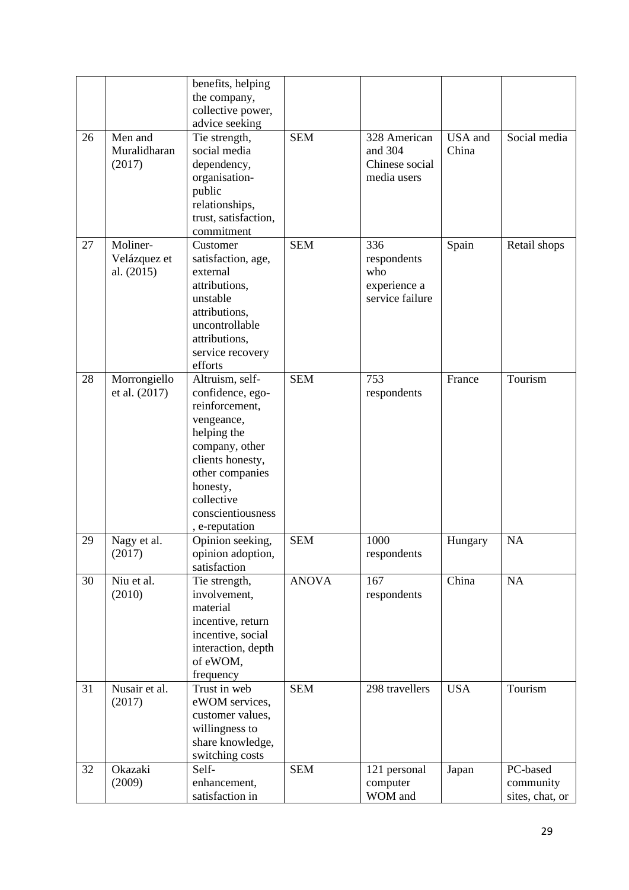|  |  | benefits, helping the company, collective power, advice seeking |  |  |  |  |
|---|---|---|---|---|---|---|
| 26 | Men and Muralidharan (2017) | Tie strength, social media dependency, organisation-public relationships, trust, satisfaction, commitment | SEM | 328 American and 304 Chinese social media users | USA and China | Social media |
| 27 | Moliner-Velázquez et al. (2015) | Customer satisfaction, age, external attributions, unstable attributions, uncontrollable attributions, service recovery efforts | SEM | 336 respondents who experience a service failure | Spain | Retail shops |
| 28 | Morrongiello et al. (2017) | Altruism, self-confidence, ego-reinforcement, vengeance, helping the company, other clients honesty, other companies honesty, collective conscientiousness, e-reputation | SEM | 753 respondents | France | Tourism |
| 29 | Nagy et al. (2017) | Opinion seeking, opinion adoption, satisfaction | SEM | 1000 respondents | Hungary | NA |
| 30 | Niu et al. (2010) | Tie strength, involvement, material incentive, return incentive, social interaction, depth of eWOM, frequency | ANOVA | 167 respondents | China | NA |
| 31 | Nusair et al. (2017) | Trust in web eWOM services, customer values, willingness to share knowledge, switching costs | SEM | 298 travellers | USA | Tourism |
| 32 | Okazaki (2009) | Self-enhancement, satisfaction in | SEM | 121 personal computer WOM and | Japan | PC-based community sites, chat, or |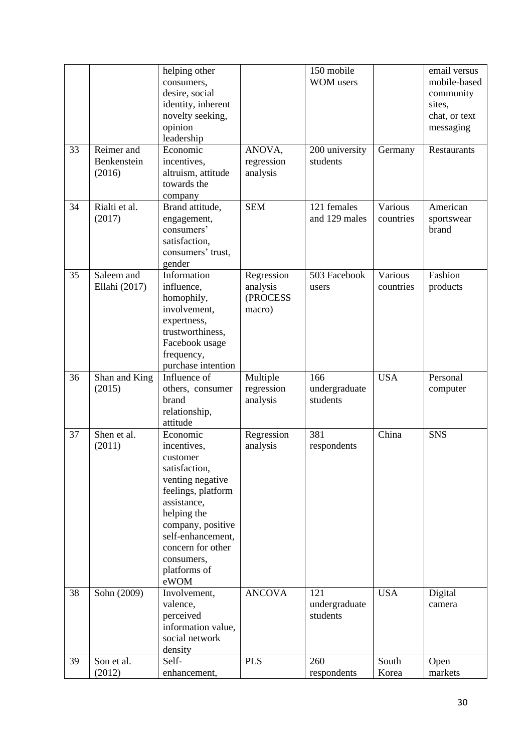|  |  | helping other consumers, desire, social identity, inherent novelty seeking, opinion leadership |  | 150 mobile WOM users |  | email versus mobile-based community sites, chat, or text messaging |
|---|---|---|---|---|---|---|
| 33 | Reimer and Benkenstein (2016) | Economic incentives, altruism, attitude towards the company | ANOVA, regression analysis | 200 university students | Germany | Restaurants |
| 34 | Rialti et al. (2017) | Brand attitude, engagement, consumers' satisfaction, consumers' trust, gender | SEM | 121 females and 129 males | Various countries | American sportswear brand |
| 35 | Saleem and Ellahi (2017) | Information influence, homophily, involvement, expertness, trustworthiness, Facebook usage frequency, purchase intention | Regression analysis (PROCESS macro) | 503 Facebook users | Various countries | Fashion products |
| 36 | Shan and King (2015) | Influence of others, consumer brand relationship, attitude | Multiple regression analysis | 166 undergraduate students | USA | Personal computer |
| 37 | Shen et al. (2011) | Economic incentives, customer satisfaction, venting negative feelings, platform assistance, helping the company, positive self-enhancement, concern for other consumers, platforms of eWOM | Regression analysis | 381 respondents | China | SNS |
| 38 | Sohn (2009) | Involvement, valence, perceived information value, social network density | ANCOVA | 121 undergraduate students | USA | Digital camera |
| 39 | Son et al. (2012) | Self-enhancement, | PLS | 260 respondents | South Korea | Open markets |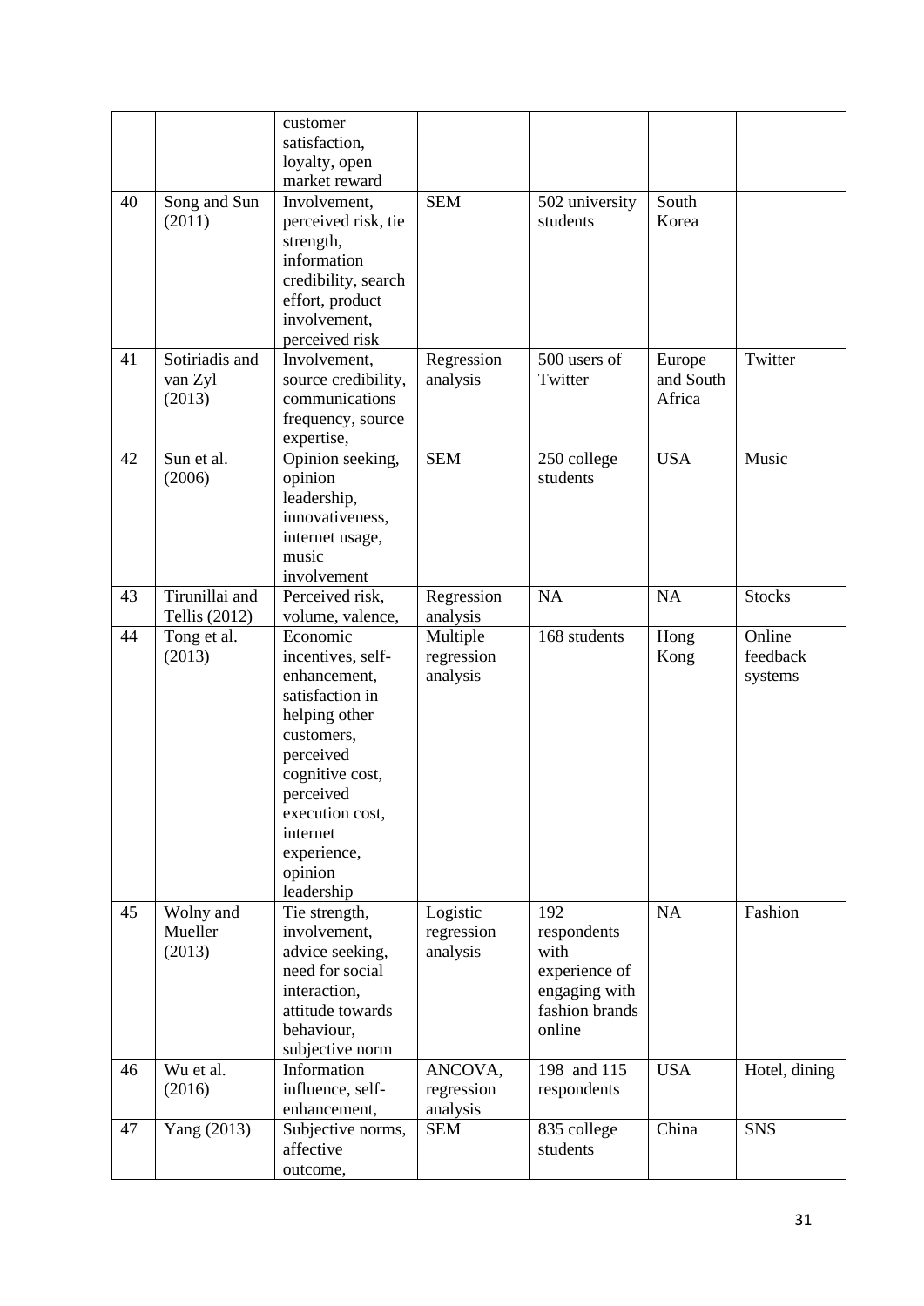| | | customer satisfaction, loyalty, open market reward | | | | |
|---|---|---|---|---|---|---|
| 40 | Song and Sun (2011) | Involvement, perceived risk, tie strength, information credibility, search effort, product involvement, perceived risk | SEM | 502 university students | South Korea | |
| 41 | Sotiriadis and van Zyl (2013) | Involvement, source credibility, communications frequency, source expertise, | Regression analysis | 500 users of Twitter | Europe and South Africa | Twitter |
| 42 | Sun et al. (2006) | Opinion seeking, opinion leadership, innovativeness, internet usage, music involvement | SEM | 250 college students | USA | Music |
| 43 | Tirunillai and Tellis (2012) | Perceived risk, volume, valence, | Regression analysis | NA | NA | Stocks |
| 44 | Tong et al. (2013) | Economic incentives, self-enhancement, satisfaction in helping other customers, perceived cognitive cost, perceived execution cost, internet experience, opinion leadership | Multiple regression analysis | 168 students | Hong Kong | Online feedback systems |
| 45 | Wolny and Mueller (2013) | Tie strength, involvement, advice seeking, need for social interaction, attitude towards behaviour, subjective norm | Logistic regression analysis | 192 respondents with experience of engaging with fashion brands online | NA | Fashion |
| 46 | Wu et al. (2016) | Information influence, self-enhancement, | ANCOVA, regression analysis | 198 and 115 respondents | USA | Hotel, dining |
| 47 | Yang (2013) | Subjective norms, affective outcome, | SEM | 835 college students | China | SNS |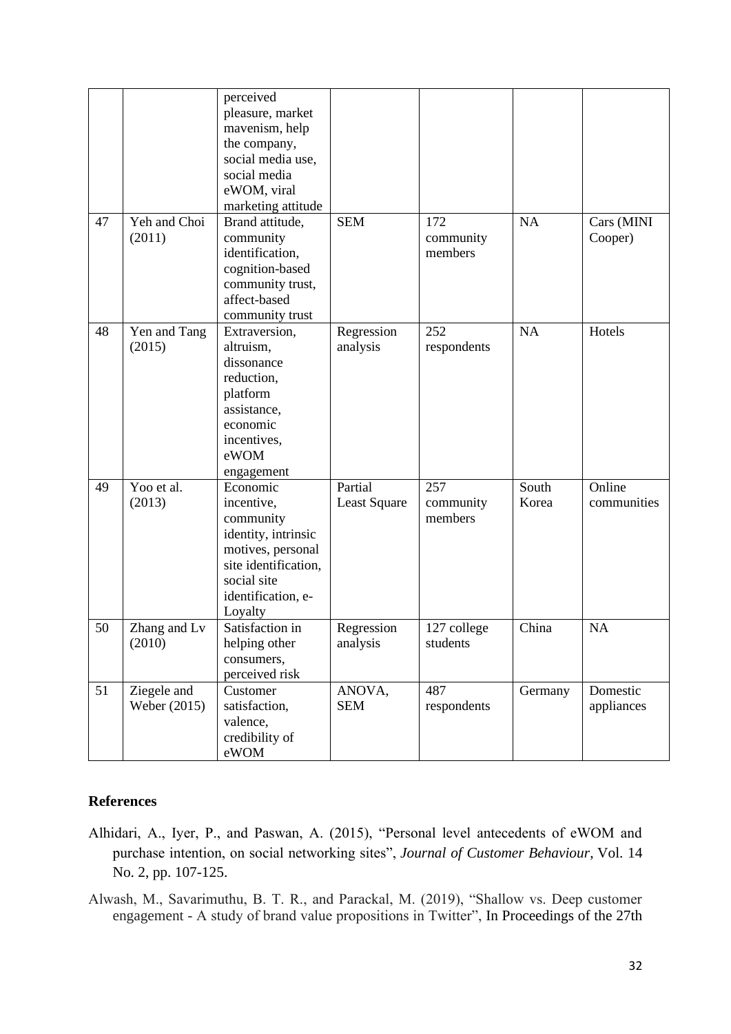|  |  | perceived pleasure, market mavenism, help the company, social media use, social media eWOM, viral marketing attitude |  |  |  |  |
| --- | --- | --- | --- | --- | --- | --- |
| 47 | Yeh and Choi (2011) | Brand attitude, community identification, cognition-based community trust, affect-based community trust | SEM | 172 community members | NA | Cars (MINI Cooper) |
| 48 | Yen and Tang (2015) | Extraversion, altruism, dissonance reduction, platform assistance, economic incentives, eWOM engagement | Regression analysis | 252 respondents | NA | Hotels |
| 49 | Yoo et al. (2013) | Economic incentive, community identity, intrinsic motives, personal site identification, social site identification, e-Loyalty | Partial Least Square | 257 community members | South Korea | Online communities |
| 50 | Zhang and Lv (2010) | Satisfaction in helping other consumers, perceived risk | Regression analysis | 127 college students | China | NA |
| 51 | Ziegele and Weber (2015) | Customer satisfaction, valence, credibility of eWOM | ANOVA, SEM | 487 respondents | Germany | Domestic appliances |

## References

Alhidari, A., Iyer, P., and Paswan, A. (2015), "Personal level antecedents of eWOM and purchase intention, on social networking sites", *Journal of Customer Behaviour*, Vol. 14 No. 2, pp. 107-125.

Alwash, M., Savarimuthu, B. T. R., and Parackal, M. (2019), "Shallow vs. Deep customer engagement - A study of brand value propositions in Twitter", In Proceedings of the 27th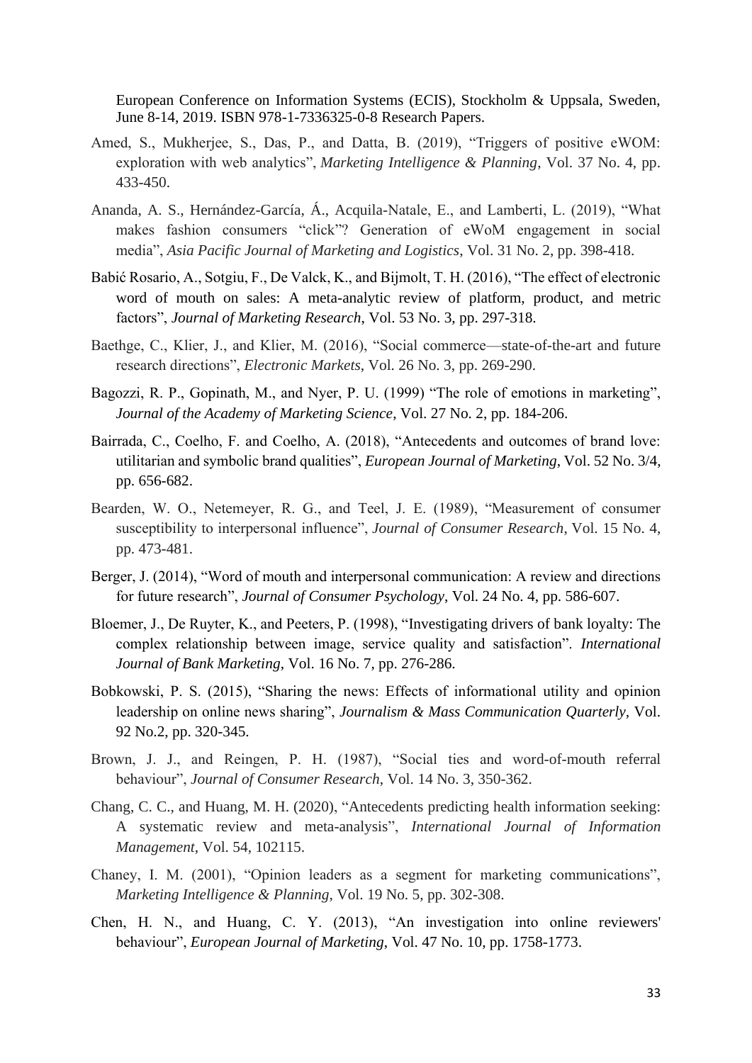European Conference on Information Systems (ECIS), Stockholm & Uppsala, Sweden, June 8-14, 2019. ISBN 978-1-7336325-0-8 Research Papers.

Amed, S., Mukherjee, S., Das, P., and Datta, B. (2019), "Triggers of positive eWOM: exploration with web analytics", *Marketing Intelligence & Planning*, Vol. 37 No. 4, pp. 433-450.

Ananda, A. S., Hernández-García, Á., Acquila-Natale, E., and Lamberti, L. (2019), "What makes fashion consumers "click"? Generation of eWoM engagement in social media", *Asia Pacific Journal of Marketing and Logistics*, Vol. 31 No. 2, pp. 398-418.

Babić Rosario, A., Sotgiu, F., De Valck, K., and Bijmolt, T. H. (2016), "The effect of electronic word of mouth on sales: A meta-analytic review of platform, product, and metric factors", *Journal of Marketing Research*, Vol. 53 No. 3, pp. 297-318.

Baethge, C., Klier, J., and Klier, M. (2016), "Social commerce—state-of-the-art and future research directions", *Electronic Markets,* Vol. 26 No. 3, pp. 269-290.

Bagozzi, R. P., Gopinath, M., and Nyer, P. U. (1999) "The role of emotions in marketing", *Journal of the Academy of Marketing Science*, Vol. 27 No. 2, pp. 184-206.

Bairrada, C., Coelho, F. and Coelho, A. (2018), "Antecedents and outcomes of brand love: utilitarian and symbolic brand qualities", *European Journal of Marketing*, Vol. 52 No. 3/4, pp. 656-682.

Bearden, W. O., Netemeyer, R. G., and Teel, J. E. (1989), "Measurement of consumer susceptibility to interpersonal influence", *Journal of Consumer Research,* Vol. 15 No. 4, pp. 473-481.

Berger, J. (2014), "Word of mouth and interpersonal communication: A review and directions for future research", *Journal of Consumer Psychology*, Vol. 24 No. 4, pp. 586-607.

Bloemer, J., De Ruyter, K., and Peeters, P. (1998), "Investigating drivers of bank loyalty: The complex relationship between image, service quality and satisfaction". *International Journal of Bank Marketing*, Vol. 16 No. 7, pp. 276-286.

Bobkowski, P. S. (2015), "Sharing the news: Effects of informational utility and opinion leadership on online news sharing", *Journalism & Mass Communication Quarterly,* Vol. 92 No.2, pp. 320-345.

Brown, J. J., and Reingen, P. H. (1987), "Social ties and word-of-mouth referral behaviour", *Journal of Consumer Research,* Vol. 14 No. 3, 350-362.

Chang, C. C., and Huang, M. H. (2020), "Antecedents predicting health information seeking: A systematic review and meta-analysis", *International Journal of Information Management*, Vol. 54, 102115.

Chaney, I. M. (2001), "Opinion leaders as a segment for marketing communications", *Marketing Intelligence & Planning*, Vol. 19 No. 5, pp. 302-308.

Chen, H. N., and Huang, C. Y. (2013), "An investigation into online reviewers' behaviour", *European Journal of Marketing*, Vol. 47 No. 10, pp. 1758-1773.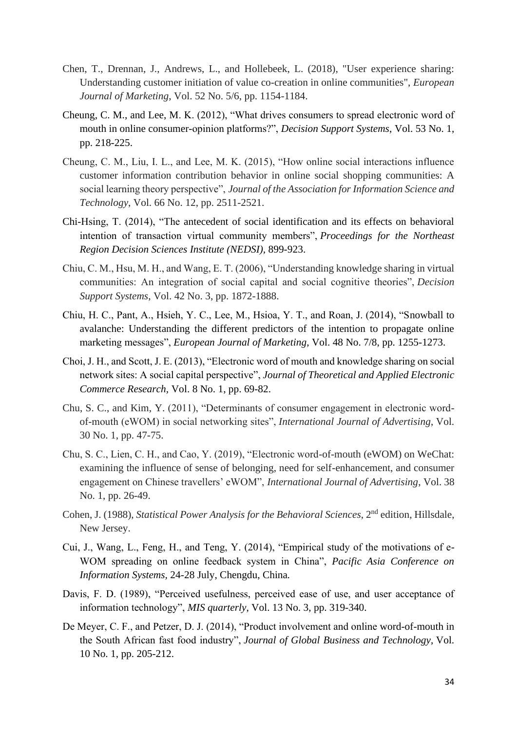Chen, T., Drennan, J., Andrews, L., and Hollebeek, L. (2018), "User experience sharing: Understanding customer initiation of value co-creation in online communities", *European Journal of Marketing*, Vol. 52 No. 5/6, pp. 1154-1184.

Cheung, C. M., and Lee, M. K. (2012), "What drives consumers to spread electronic word of mouth in online consumer-opinion platforms?", *Decision Support Systems*, Vol. 53 No. 1, pp. 218-225.

Cheung, C. M., Liu, I. L., and Lee, M. K. (2015), "How online social interactions influence customer information contribution behavior in online social shopping communities: A social learning theory perspective", *Journal of the Association for Information Science and Technology*, Vol. 66 No. 12, pp. 2511-2521.

Chi-Hsing, T. (2014), "The antecedent of social identification and its effects on behavioral intention of transaction virtual community members", *Proceedings for the Northeast Region Decision Sciences Institute (NEDSI)*, 899-923.

Chiu, C. M., Hsu, M. H., and Wang, E. T. (2006), "Understanding knowledge sharing in virtual communities: An integration of social capital and social cognitive theories", *Decision Support Systems*, Vol. 42 No. 3, pp. 1872-1888.

Chiu, H. C., Pant, A., Hsieh, Y. C., Lee, M., Hsioa, Y. T., and Roan, J. (2014), "Snowball to avalanche: Understanding the different predictors of the intention to propagate online marketing messages", *European Journal of Marketing*, Vol. 48 No. 7/8, pp. 1255-1273.

Choi, J. H., and Scott, J. E. (2013), "Electronic word of mouth and knowledge sharing on social network sites: A social capital perspective", *Journal of Theoretical and Applied Electronic Commerce Research*, Vol. 8 No. 1, pp. 69-82.

Chu, S. C., and Kim, Y. (2011), "Determinants of consumer engagement in electronic word-of-mouth (eWOM) in social networking sites", *International Journal of Advertising*, Vol. 30 No. 1, pp. 47-75.

Chu, S. C., Lien, C. H., and Cao, Y. (2019), "Electronic word-of-mouth (eWOM) on WeChat: examining the influence of sense of belonging, need for self-enhancement, and consumer engagement on Chinese travellers' eWOM", *International Journal of Advertising*, Vol. 38 No. 1, pp. 26-49.

Cohen, J. (1988), *Statistical Power Analysis for the Behavioral Sciences*, 2nd edition, Hillsdale, New Jersey.

Cui, J., Wang, L., Feng, H., and Teng, Y. (2014), "Empirical study of the motivations of e-WOM spreading on online feedback system in China", *Pacific Asia Conference on Information Systems*, 24-28 July, Chengdu, China.

Davis, F. D. (1989), "Perceived usefulness, perceived ease of use, and user acceptance of information technology", *MIS quarterly*, Vol. 13 No. 3, pp. 319-340.

De Meyer, C. F., and Petzer, D. J. (2014), "Product involvement and online word-of-mouth in the South African fast food industry", *Journal of Global Business and Technology*, Vol. 10 No. 1, pp. 205-212.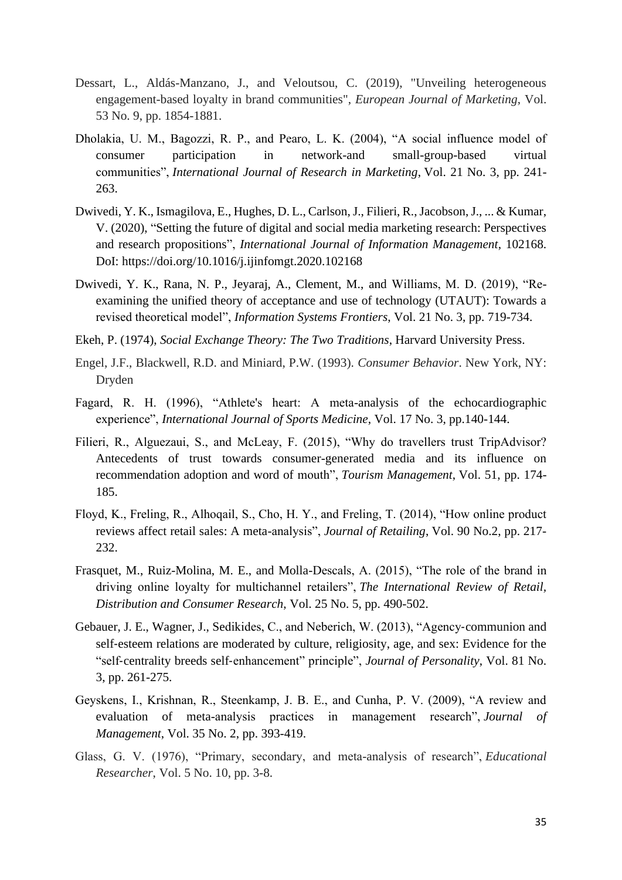Dessart, L., Aldás-Manzano, J., and Veloutsou, C. (2019), "Unveiling heterogeneous engagement-based loyalty in brand communities", *European Journal of Marketing*, Vol. 53 No. 9, pp. 1854-1881.

Dholakia, U. M., Bagozzi, R. P., and Pearo, L. K. (2004), "A social influence model of consumer participation in network-and small-group-based virtual communities", *International Journal of Research in Marketing*, Vol. 21 No. 3, pp. 241-263.

Dwivedi, Y. K., Ismagilova, E., Hughes, D. L., Carlson, J., Filieri, R., Jacobson, J., ... & Kumar, V. (2020), "Setting the future of digital and social media marketing research: Perspectives and research propositions", *International Journal of Information Management*, 102168. DoI: https://doi.org/10.1016/j.ijinfomgt.2020.102168

Dwivedi, Y. K., Rana, N. P., Jeyaraj, A., Clement, M., and Williams, M. D. (2019), "Re-examining the unified theory of acceptance and use of technology (UTAUT): Towards a revised theoretical model", *Information Systems Frontiers*, Vol. 21 No. 3, pp. 719-734.

Ekeh, P. (1974), *Social Exchange Theory: The Two Traditions*, Harvard University Press.

Engel, J.F., Blackwell, R.D. and Miniard, P.W. (1993). *Consumer Behavior*. New York, NY: Dryden

Fagard, R. H. (1996), "Athlete's heart: A meta-analysis of the echocardiographic experience", *International Journal of Sports Medicine*, Vol. 17 No. 3, pp.140-144.

Filieri, R., Alguezaui, S., and McLeay, F. (2015), "Why do travellers trust TripAdvisor? Antecedents of trust towards consumer-generated media and its influence on recommendation adoption and word of mouth", *Tourism Management*, Vol. 51, pp. 174-185.

Floyd, K., Freling, R., Alhoqail, S., Cho, H. Y., and Freling, T. (2014), "How online product reviews affect retail sales: A meta-analysis", *Journal of Retailing*, Vol. 90 No.2, pp. 217-232.

Frasquet, M., Ruiz-Molina, M. E., and Molla-Descals, A. (2015), "The role of the brand in driving online loyalty for multichannel retailers", *The International Review of Retail, Distribution and Consumer Research*, Vol. 25 No. 5, pp. 490-502.

Gebauer, J. E., Wagner, J., Sedikides, C., and Neberich, W. (2013), "Agency‐communion and self‐esteem relations are moderated by culture, religiosity, age, and sex: Evidence for the "self‐centrality breeds self‐enhancement" principle", *Journal of Personality*, Vol. 81 No. 3, pp. 261-275.

Geyskens, I., Krishnan, R., Steenkamp, J. B. E., and Cunha, P. V. (2009), "A review and evaluation of meta-analysis practices in management research", *Journal of Management*, Vol. 35 No. 2, pp. 393-419.

Glass, G. V. (1976), "Primary, secondary, and meta-analysis of research", *Educational Researcher*, Vol. 5 No. 10, pp. 3-8.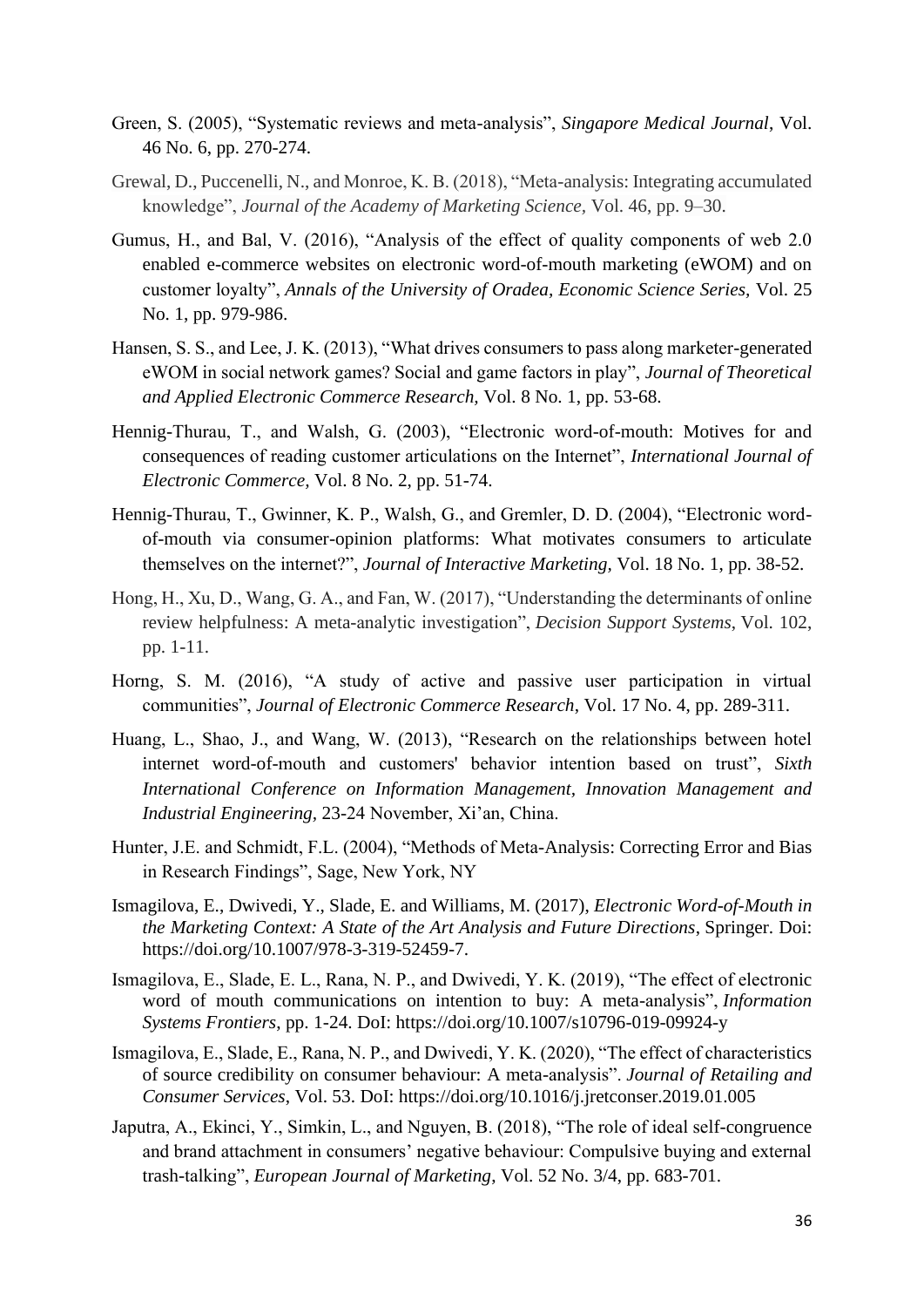Green, S. (2005), "Systematic reviews and meta-analysis", *Singapore Medical Journal*, Vol. 46 No. 6, pp. 270-274.

Grewal, D., Puccenelli, N., and Monroe, K. B. (2018), "Meta-analysis: Integrating accumulated knowledge", *Journal of the Academy of Marketing Science,* Vol. 46, pp. 9–30.

Gumus, H., and Bal, V. (2016), "Analysis of the effect of quality components of web 2.0 enabled e-commerce websites on electronic word-of-mouth marketing (eWOM) and on customer loyalty", *Annals of the University of Oradea, Economic Science Series,* Vol. 25 No. 1, pp. 979-986.

Hansen, S. S., and Lee, J. K. (2013), "What drives consumers to pass along marketer-generated eWOM in social network games? Social and game factors in play", *Journal of Theoretical and Applied Electronic Commerce Research,* Vol. 8 No. 1, pp. 53-68.

Hennig-Thurau, T., and Walsh, G. (2003), "Electronic word-of-mouth: Motives for and consequences of reading customer articulations on the Internet", *International Journal of Electronic Commerce,* Vol. 8 No. 2, pp. 51-74.

Hennig-Thurau, T., Gwinner, K. P., Walsh, G., and Gremler, D. D. (2004), "Electronic word-of-mouth via consumer-opinion platforms: What motivates consumers to articulate themselves on the internet?", *Journal of Interactive Marketing,* Vol. 18 No. 1, pp. 38-52.

Hong, H., Xu, D., Wang, G. A., and Fan, W. (2017), "Understanding the determinants of online review helpfulness: A meta-analytic investigation", *Decision Support Systems*, Vol. 102, pp. 1-11.

Horng, S. M. (2016), "A study of active and passive user participation in virtual communities", *Journal of Electronic Commerce Research*, Vol. 17 No. 4, pp. 289-311.

Huang, L., Shao, J., and Wang, W. (2013), "Research on the relationships between hotel internet word-of-mouth and customers' behavior intention based on trust", *Sixth International Conference on Information Management, Innovation Management and Industrial Engineering,* 23-24 November, Xi'an, China.

Hunter, J.E. and Schmidt, F.L. (2004), "Methods of Meta-Analysis: Correcting Error and Bias in Research Findings", Sage, New York, NY

Ismagilova, E., Dwivedi, Y., Slade, E. and Williams, M. (2017), *Electronic Word-of-Mouth in the Marketing Context: A State of the Art Analysis and Future Directions*, Springer. Doi: https://doi.org/10.1007/978-3-319-52459-7.

Ismagilova, E., Slade, E. L., Rana, N. P., and Dwivedi, Y. K. (2019), "The effect of electronic word of mouth communications on intention to buy: A meta-analysis", *Information Systems Frontiers*, pp. 1-24. DoI: https://doi.org/10.1007/s10796-019-09924-y

Ismagilova, E., Slade, E., Rana, N. P., and Dwivedi, Y. K. (2020), "The effect of characteristics of source credibility on consumer behaviour: A meta-analysis". *Journal of Retailing and Consumer Services*, Vol. 53. DoI: https://doi.org/10.1016/j.jretconser.2019.01.005

Japutra, A., Ekinci, Y., Simkin, L., and Nguyen, B. (2018), "The role of ideal self-congruence and brand attachment in consumers' negative behaviour: Compulsive buying and external trash-talking", *European Journal of Marketing*, Vol. 52 No. 3/4, pp. 683-701.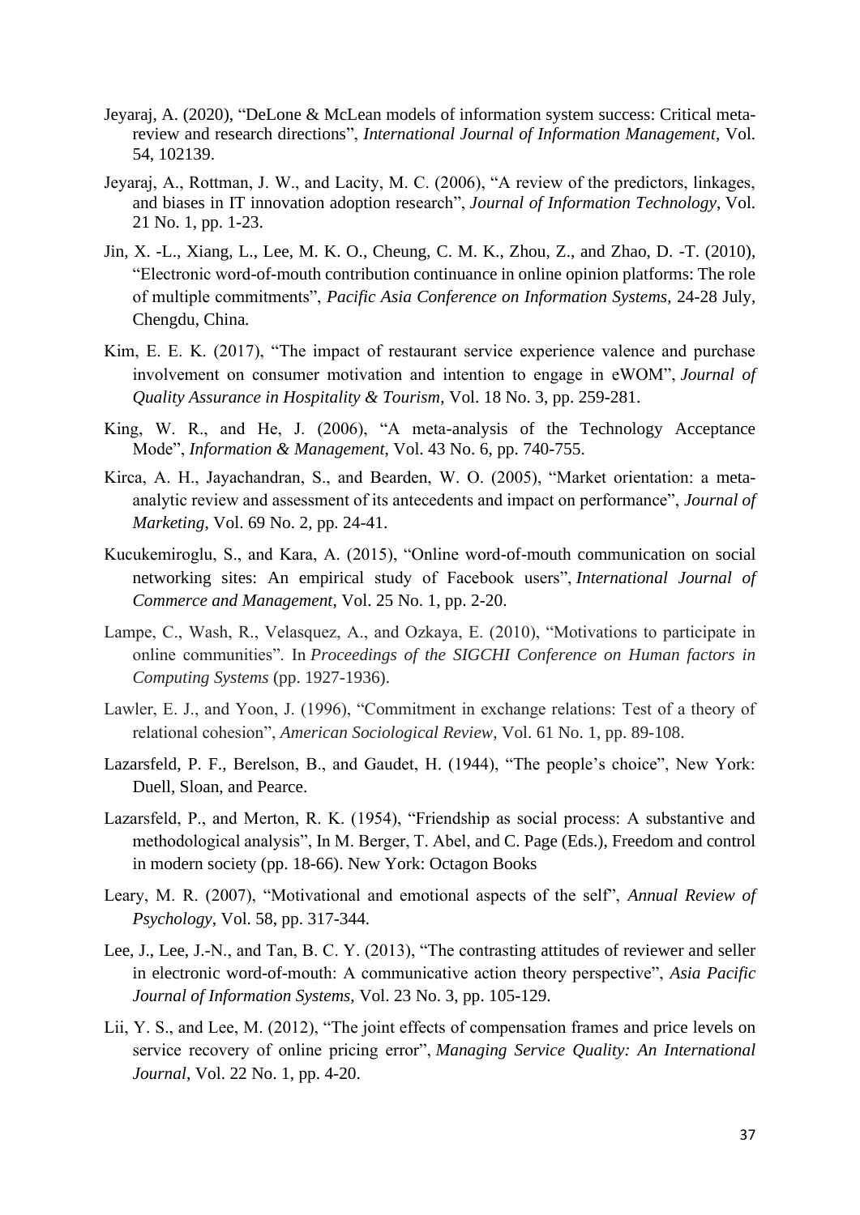Jeyaraj, A. (2020), "DeLone & McLean models of information system success: Critical meta-review and research directions", *International Journal of Information Management*, Vol. 54, 102139.

Jeyaraj, A., Rottman, J. W., and Lacity, M. C. (2006), "A review of the predictors, linkages, and biases in IT innovation adoption research", *Journal of Information Technology*, Vol. 21 No. 1, pp. 1-23.

Jin, X. -L., Xiang, L., Lee, M. K. O., Cheung, C. M. K., Zhou, Z., and Zhao, D. -T. (2010), "Electronic word-of-mouth contribution continuance in online opinion platforms: The role of multiple commitments", *Pacific Asia Conference on Information Systems*, 24-28 July, Chengdu, China.

Kim, E. E. K. (2017), "The impact of restaurant service experience valence and purchase involvement on consumer motivation and intention to engage in eWOM", *Journal of Quality Assurance in Hospitality & Tourism*, Vol. 18 No. 3, pp. 259-281.

King, W. R., and He, J. (2006), "A meta-analysis of the Technology Acceptance Mode", *Information & Management*, Vol. 43 No. 6, pp. 740-755.

Kirca, A. H., Jayachandran, S., and Bearden, W. O. (2005), "Market orientation: a meta-analytic review and assessment of its antecedents and impact on performance", *Journal of Marketing*, Vol. 69 No. 2, pp. 24-41.

Kucukemiroglu, S., and Kara, A. (2015), "Online word-of-mouth communication on social networking sites: An empirical study of Facebook users", *International Journal of Commerce and Management*, Vol. 25 No. 1, pp. 2-20.

Lampe, C., Wash, R., Velasquez, A., and Ozkaya, E. (2010), "Motivations to participate in online communities". In *Proceedings of the SIGCHI Conference on Human factors in Computing Systems* (pp. 1927-1936).

Lawler, E. J., and Yoon, J. (1996), "Commitment in exchange relations: Test of a theory of relational cohesion", *American Sociological Review*, Vol. 61 No. 1, pp. 89-108.

Lazarsfeld, P. F., Berelson, B., and Gaudet, H. (1944), "The people's choice", New York: Duell, Sloan, and Pearce.

Lazarsfeld, P., and Merton, R. K. (1954), "Friendship as social process: A substantive and methodological analysis", In M. Berger, T. Abel, and C. Page (Eds.), Freedom and control in modern society (pp. 18-66). New York: Octagon Books

Leary, M. R. (2007), "Motivational and emotional aspects of the self", *Annual Review of Psychology*, Vol. 58, pp. 317-344.

Lee, J., Lee, J.-N., and Tan, B. C. Y. (2013), "The contrasting attitudes of reviewer and seller in electronic word-of-mouth: A communicative action theory perspective", *Asia Pacific Journal of Information Systems*, Vol. 23 No. 3, pp. 105-129.

Lii, Y. S., and Lee, M. (2012), "The joint effects of compensation frames and price levels on service recovery of online pricing error", *Managing Service Quality: An International Journal*, Vol. 22 No. 1, pp. 4-20.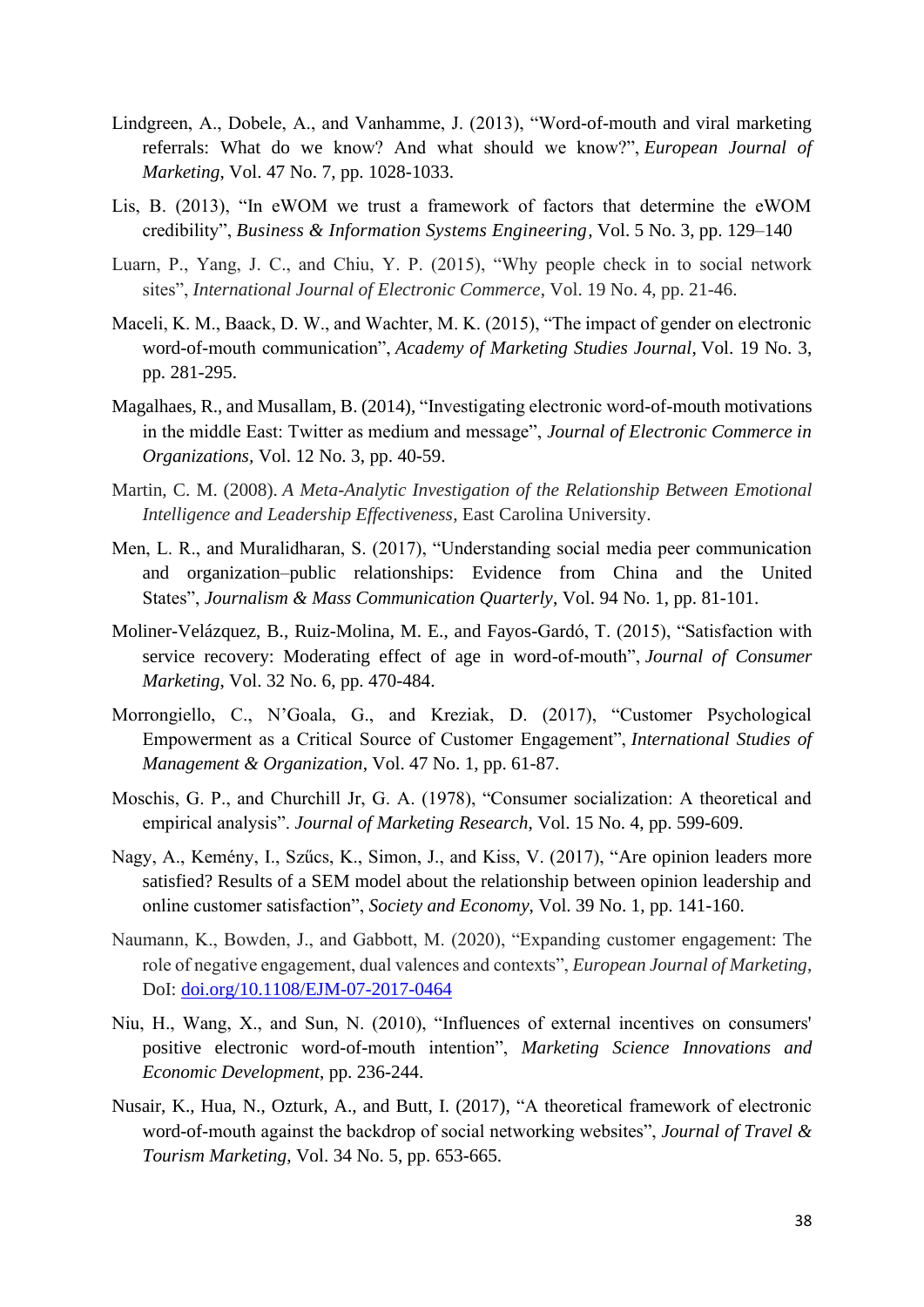Lindgreen, A., Dobele, A., and Vanhamme, J. (2013), "Word-of-mouth and viral marketing referrals: What do we know? And what should we know?", *European Journal of Marketing*, Vol. 47 No. 7, pp. 1028-1033.

Lis, B. (2013), "In eWOM we trust a framework of factors that determine the eWOM credibility", *Business & Information Systems Engineering*, Vol. 5 No. 3, pp. 129–140

Luarn, P., Yang, J. C., and Chiu, Y. P. (2015), "Why people check in to social network sites", *International Journal of Electronic Commerce*, Vol. 19 No. 4, pp. 21-46.

Maceli, K. M., Baack, D. W., and Wachter, M. K. (2015), "The impact of gender on electronic word-of-mouth communication", *Academy of Marketing Studies Journal*, Vol. 19 No. 3, pp. 281-295.

Magalhaes, R., and Musallam, B. (2014), "Investigating electronic word-of-mouth motivations in the middle East: Twitter as medium and message", *Journal of Electronic Commerce in Organizations*, Vol. 12 No. 3, pp. 40-59.

Martin, C. M. (2008). *A Meta-Analytic Investigation of the Relationship Between Emotional Intelligence and Leadership Effectiveness*, East Carolina University.

Men, L. R., and Muralidharan, S. (2017), "Understanding social media peer communication and organization–public relationships: Evidence from China and the United States", *Journalism & Mass Communication Quarterly*, Vol. 94 No. 1, pp. 81-101.

Moliner-Velázquez, B., Ruiz-Molina, M. E., and Fayos-Gardó, T. (2015), "Satisfaction with service recovery: Moderating effect of age in word-of-mouth", *Journal of Consumer Marketing*, Vol. 32 No. 6, pp. 470-484.

Morrongiello, C., N'Goala, G., and Kreziak, D. (2017), "Customer Psychological Empowerment as a Critical Source of Customer Engagement", *International Studies of Management & Organization*, Vol. 47 No. 1, pp. 61-87.

Moschis, G. P., and Churchill Jr, G. A. (1978), "Consumer socialization: A theoretical and empirical analysis". *Journal of Marketing Research*, Vol. 15 No. 4, pp. 599-609.

Nagy, A., Kemény, I., Szűcs, K., Simon, J., and Kiss, V. (2017), "Are opinion leaders more satisfied? Results of a SEM model about the relationship between opinion leadership and online customer satisfaction", *Society and Economy*, Vol. 39 No. 1, pp. 141-160.

Naumann, K., Bowden, J., and Gabbott, M. (2020), "Expanding customer engagement: The role of negative engagement, dual valences and contexts", *European Journal of Marketing*, DoI: [doi.org/10.1108/EJM-07-2017-0464](https://doi.org/10.1108/EJM-07-2017-0464)

Niu, H., Wang, X., and Sun, N. (2010), "Influences of external incentives on consumers' positive electronic word-of-mouth intention", *Marketing Science Innovations and Economic Development*, pp. 236-244.

Nusair, K., Hua, N., Ozturk, A., and Butt, I. (2017), "A theoretical framework of electronic word-of-mouth against the backdrop of social networking websites", *Journal of Travel & Tourism Marketing*, Vol. 34 No. 5, pp. 653-665.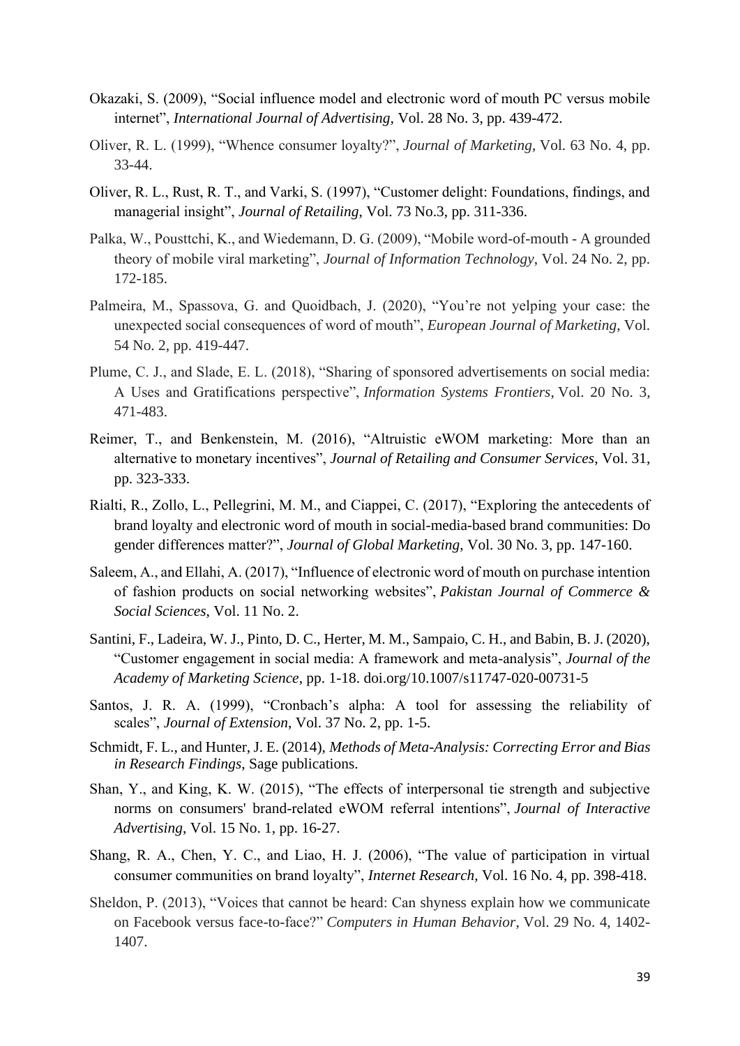Okazaki, S. (2009), "Social influence model and electronic word of mouth PC versus mobile internet", *International Journal of Advertising,* Vol. 28 No. 3, pp. 439-472.

Oliver, R. L. (1999), "Whence consumer loyalty?", *Journal of Marketing*, Vol. 63 No. 4, pp. 33-44.

Oliver, R. L., Rust, R. T., and Varki, S. (1997), "Customer delight: Foundations, findings, and managerial insight", *Journal of Retailing*, Vol. 73 No.3, pp. 311-336.

Palka, W., Pousttchi, K., and Wiedemann, D. G. (2009), "Mobile word-of-mouth - A grounded theory of mobile viral marketing", *Journal of Information Technology*, Vol. 24 No. 2, pp. 172-185.

Palmeira, M., Spassova, G. and Quoidbach, J. (2020), "You're not yelping your case: the unexpected social consequences of word of mouth", *European Journal of Marketing*, Vol. 54 No. 2, pp. 419-447.

Plume, C. J., and Slade, E. L. (2018), "Sharing of sponsored advertisements on social media: A Uses and Gratifications perspective", *Information Systems Frontiers,* Vol. 20 No. 3, 471-483.

Reimer, T., and Benkenstein, M. (2016), "Altruistic eWOM marketing: More than an alternative to monetary incentives", *Journal of Retailing and Consumer Services*, Vol. 31, pp. 323-333.

Rialti, R., Zollo, L., Pellegrini, M. M., and Ciappei, C. (2017), "Exploring the antecedents of brand loyalty and electronic word of mouth in social-media-based brand communities: Do gender differences matter?", *Journal of Global Marketing,* Vol. 30 No. 3, pp. 147-160.

Saleem, A., and Ellahi, A. (2017), "Influence of electronic word of mouth on purchase intention of fashion products on social networking websites", *Pakistan Journal of Commerce & Social Sciences*, Vol. 11 No. 2.

Santini, F., Ladeira, W. J., Pinto, D. C., Herter, M. M., Sampaio, C. H., and Babin, B. J. (2020), "Customer engagement in social media: A framework and meta-analysis", *Journal of the Academy of Marketing Science*, pp. 1-18. doi.org/10.1007/s11747-020-00731-5

Santos, J. R. A. (1999), "Cronbach's alpha: A tool for assessing the reliability of scales", *Journal of Extension*, Vol. 37 No. 2, pp. 1-5.

Schmidt, F. L., and Hunter, J. E. (2014), *Methods of Meta-Analysis: Correcting Error and Bias in Research Findings*, Sage publications.

Shan, Y., and King, K. W. (2015), "The effects of interpersonal tie strength and subjective norms on consumers' brand-related eWOM referral intentions", *Journal of Interactive Advertising*, Vol. 15 No. 1, pp. 16-27.

Shang, R. A., Chen, Y. C., and Liao, H. J. (2006), "The value of participation in virtual consumer communities on brand loyalty", *Internet Research*, Vol. 16 No. 4, pp. 398-418.

Sheldon, P. (2013), "Voices that cannot be heard: Can shyness explain how we communicate on Facebook versus face-to-face?" *Computers in Human Behavior*, Vol. 29 No. 4, 1402-1407.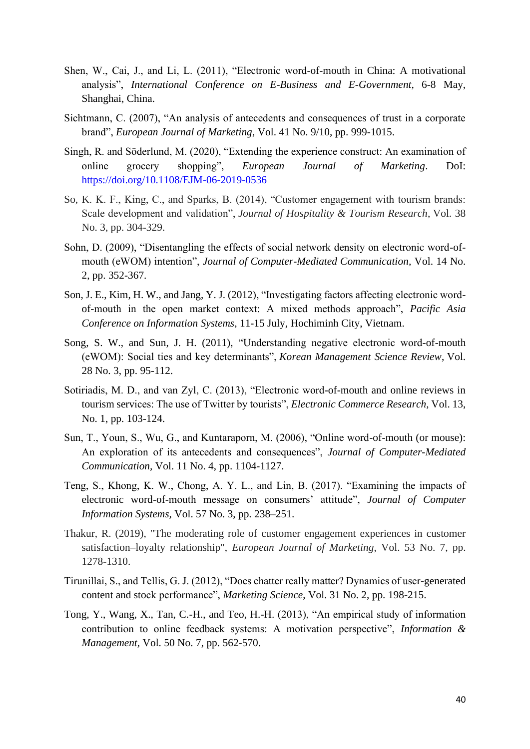Shen, W., Cai, J., and Li, L. (2011), “Electronic word-of-mouth in China: A motivational analysis”, *International Conference on E-Business and E-Government*, 6-8 May, Shanghai, China.

Sichtmann, C. (2007), “An analysis of antecedents and consequences of trust in a corporate brand”, *European Journal of Marketing*, Vol. 41 No. 9/10, pp. 999-1015.

Singh, R. and Söderlund, M. (2020), “Extending the experience construct: An examination of online grocery shopping”, *European Journal of Marketing*. DoI: https://doi.org/10.1108/EJM-06-2019-0536

So, K. K. F., King, C., and Sparks, B. (2014), “Customer engagement with tourism brands: Scale development and validation”, *Journal of Hospitality & Tourism Research*, Vol. 38 No. 3, pp. 304-329.

Sohn, D. (2009), “Disentangling the effects of social network density on electronic word-of-mouth (eWOM) intention”, *Journal of Computer-Mediated Communication,* Vol. 14 No. 2, pp. 352-367.

Son, J. E., Kim, H. W., and Jang, Y. J. (2012), “Investigating factors affecting electronic word-of-mouth in the open market context: A mixed methods approach”, *Pacific Asia Conference on Information Systems,* 11-15 July, Hochiminh City, Vietnam.

Song, S. W., and Sun, J. H. (2011), “Understanding negative electronic word-of-mouth (eWOM): Social ties and key determinants”, *Korean Management Science Review*, Vol. 28 No. 3, pp. 95-112.

Sotiriadis, M. D., and van Zyl, C. (2013), “Electronic word-of-mouth and online reviews in tourism services: The use of Twitter by tourists”, *Electronic Commerce Research,* Vol. 13, No. 1, pp. 103-124.

Sun, T., Youn, S., Wu, G., and Kuntaraporn, M. (2006), “Online word-of-mouth (or mouse): An exploration of its antecedents and consequences”, *Journal of Computer-Mediated Communication,* Vol. 11 No. 4, pp. 1104-1127.

Teng, S., Khong, K. W., Chong, A. Y. L., and Lin, B. (2017). “Examining the impacts of electronic word-of-mouth message on consumers’ attitude”, *Journal of Computer Information Systems,* Vol. 57 No. 3, pp. 238–251.

Thakur, R. (2019), "The moderating role of customer engagement experiences in customer satisfaction–loyalty relationship", *European Journal of Marketing*, Vol. 53 No. 7, pp. 1278-1310.

Tirunillai, S., and Tellis, G. J. (2012), “Does chatter really matter? Dynamics of user-generated content and stock performance”, *Marketing Science*, Vol. 31 No. 2, pp. 198-215.

Tong, Y., Wang, X., Tan, C.-H., and Teo, H.-H. (2013), “An empirical study of information contribution to online feedback systems: A motivation perspective”, *Information & Management*, Vol. 50 No. 7, pp. 562-570.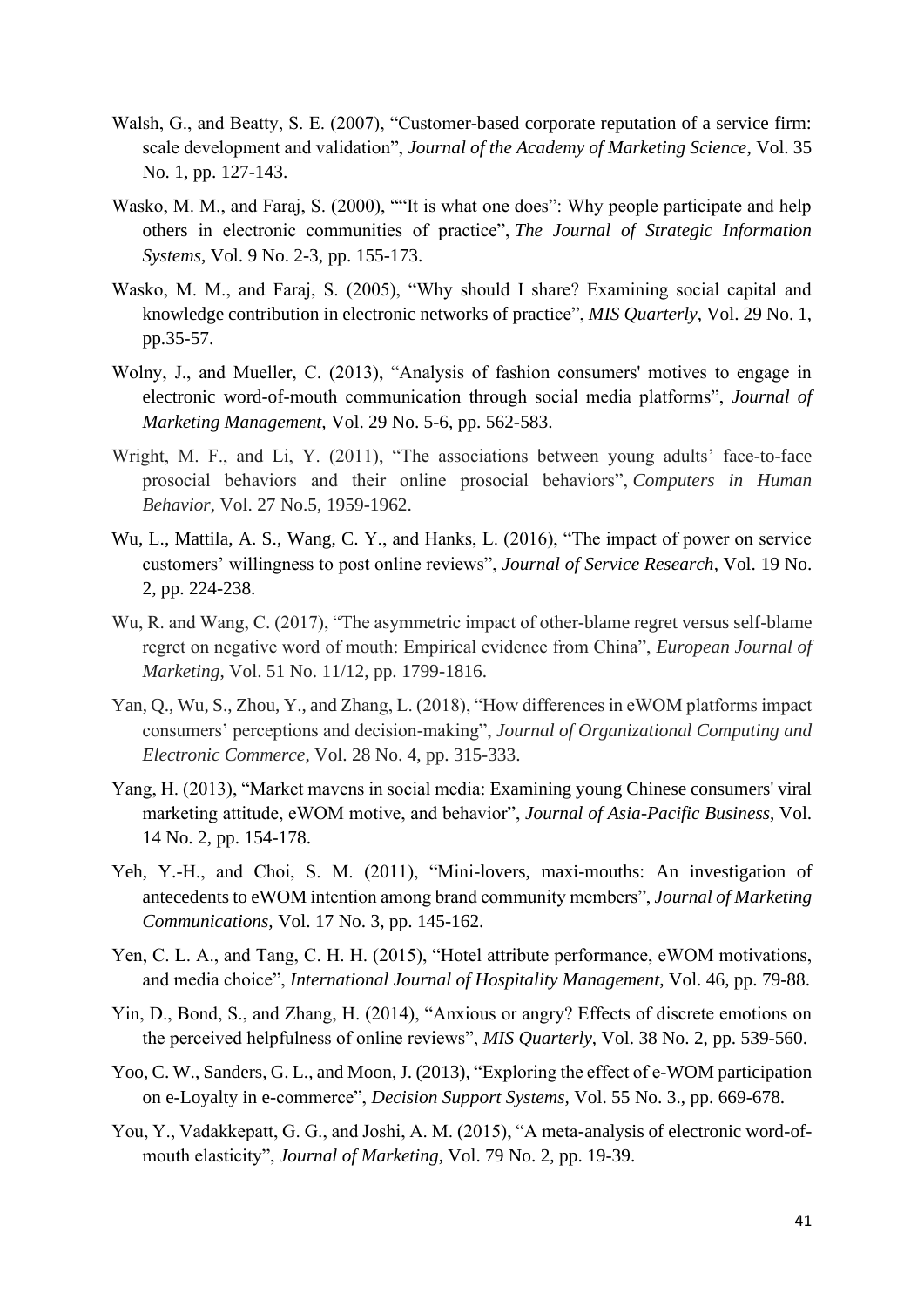Walsh, G., and Beatty, S. E. (2007), "Customer-based corporate reputation of a service firm: scale development and validation", *Journal of the Academy of Marketing Science*, Vol. 35 No. 1, pp. 127-143.

Wasko, M. M., and Faraj, S. (2000), ""It is what one does": Why people participate and help others in electronic communities of practice", *The Journal of Strategic Information Systems*, Vol. 9 No. 2-3, pp. 155-173.

Wasko, M. M., and Faraj, S. (2005), "Why should I share? Examining social capital and knowledge contribution in electronic networks of practice", *MIS Quarterly*, Vol. 29 No. 1, pp.35-57.

Wolny, J., and Mueller, C. (2013), "Analysis of fashion consumers' motives to engage in electronic word-of-mouth communication through social media platforms", *Journal of Marketing Management,* Vol. 29 No. 5-6, pp. 562-583.

Wright, M. F., and Li, Y. (2011), "The associations between young adults' face-to-face prosocial behaviors and their online prosocial behaviors", *Computers in Human Behavior*, Vol. 27 No.5, 1959-1962.

Wu, L., Mattila, A. S., Wang, C. Y., and Hanks, L. (2016), "The impact of power on service customers' willingness to post online reviews", *Journal of Service Research*, Vol. 19 No. 2, pp. 224-238.

Wu, R. and Wang, C. (2017), "The asymmetric impact of other-blame regret versus self-blame regret on negative word of mouth: Empirical evidence from China", *European Journal of Marketing*, Vol. 51 No. 11/12, pp. 1799-1816.

Yan, Q., Wu, S., Zhou, Y., and Zhang, L. (2018), "How differences in eWOM platforms impact consumers' perceptions and decision-making", *Journal of Organizational Computing and Electronic Commerce*, Vol. 28 No. 4, pp. 315-333.

Yang, H. (2013), "Market mavens in social media: Examining young Chinese consumers' viral marketing attitude, eWOM motive, and behavior", *Journal of Asia-Pacific Business*, Vol. 14 No. 2, pp. 154-178.

Yeh, Y.-H., and Choi, S. M. (2011), "Mini-lovers, maxi-mouths: An investigation of antecedents to eWOM intention among brand community members", *Journal of Marketing Communications*, Vol. 17 No. 3, pp. 145-162.

Yen, C. L. A., and Tang, C. H. H. (2015), "Hotel attribute performance, eWOM motivations, and media choice", *International Journal of Hospitality Management*, Vol. 46, pp. 79-88.

Yin, D., Bond, S., and Zhang, H. (2014), "Anxious or angry? Effects of discrete emotions on the perceived helpfulness of online reviews", *MIS Quarterly*, Vol. 38 No. 2, pp. 539-560.

Yoo, C. W., Sanders, G. L., and Moon, J. (2013), "Exploring the effect of e-WOM participation on e-Loyalty in e-commerce", *Decision Support Systems,* Vol. 55 No. 3., pp. 669-678.

You, Y., Vadakkepatt, G. G., and Joshi, A. M. (2015), "A meta-analysis of electronic word-of-mouth elasticity", *Journal of Marketing*, Vol. 79 No. 2, pp. 19-39.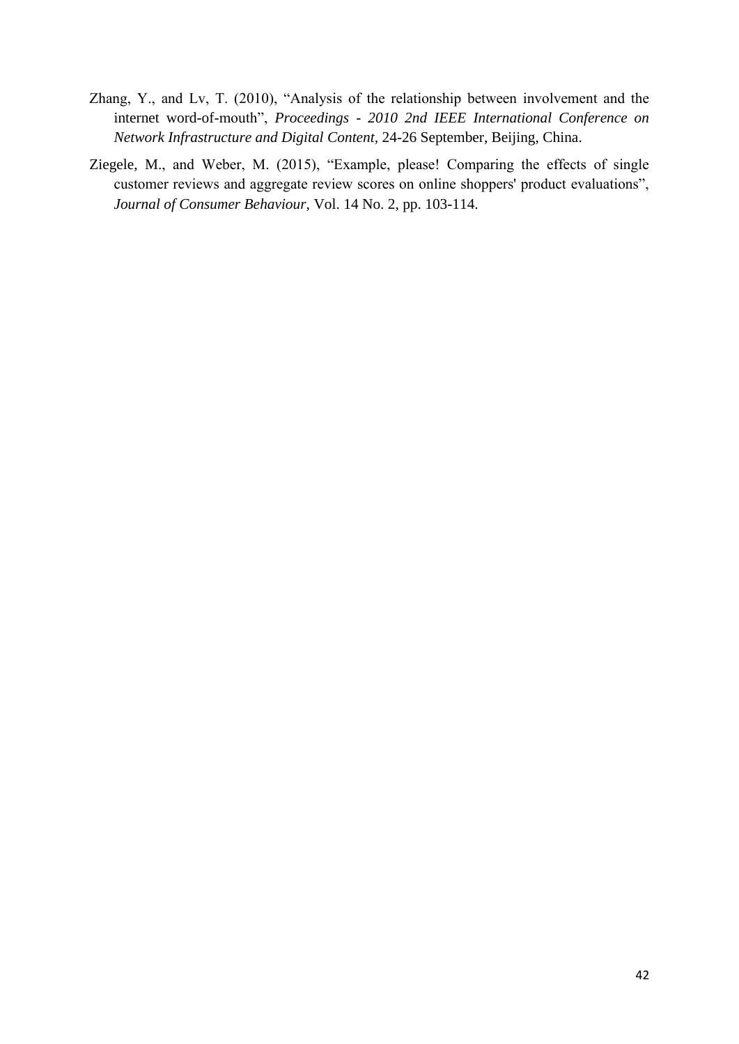Zhang, Y., and Lv, T. (2010), "Analysis of the relationship between involvement and the internet word-of-mouth", *Proceedings - 2010 2nd IEEE International Conference on Network Infrastructure and Digital Content,* 24-26 September, Beijing, China.

Ziegele, M., and Weber, M. (2015), "Example, please! Comparing the effects of single customer reviews and aggregate review scores on online shoppers' product evaluations", *Journal of Consumer Behaviour,* Vol. 14 No. 2, pp. 103-114.